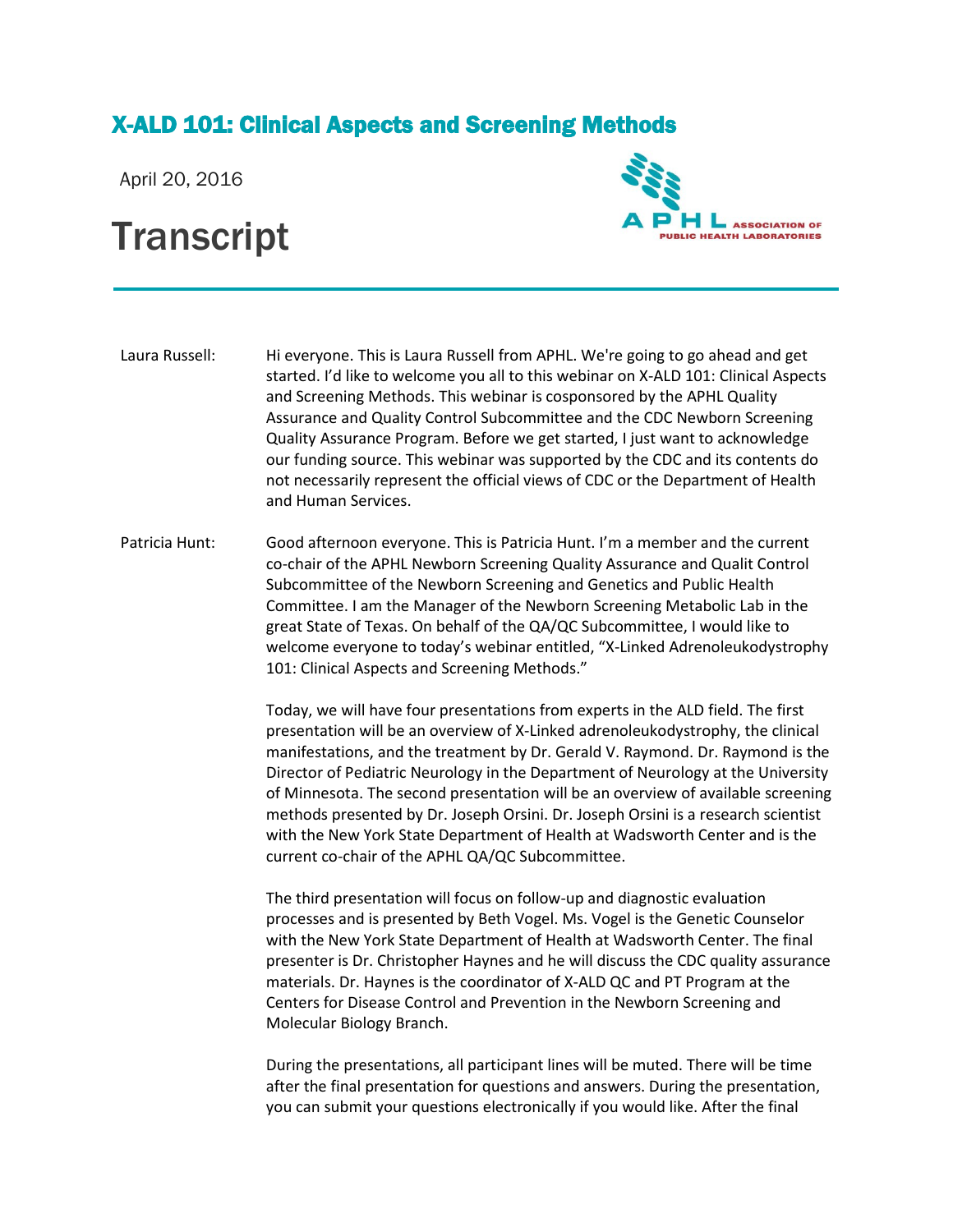# X-ALD 101: Clinical Aspects and Screening Methods

April 20, 2016

## Transcript

ASSOCIATION OF PUBLIC HEALTH LABORATORIES

**Laura Russell:** Hi everyone. This is Laura Russell from APHL. We're going to go ahead and get started. I'd like to welcome you all to this webinar on X-ALD 101: Clinical Aspects and Screening Methods. This webinar is cosponsored by the APHL Quality Assurance and Quality Control Subcommittee and the CDC Newborn Screening Quality Assurance Program. Before we get started, I just want to acknowledge our funding source. This webinar was supported by the CDC and its contents do not necessarily represent the official views of CDC or the Department of Health and Human Services.

**Patricia Hunt:** Good afternoon everyone. This is Patricia Hunt. I'm a member and the current co-chair of the APHL Newborn Screening Quality Assurance and Qualit Control Subcommittee of the Newborn Screening and Genetics and Public Health Committee. I am the Manager of the Newborn Screening Metabolic Lab in the great State of Texas. On behalf of the QA/QC Subcommittee, I would like to welcome everyone to today's webinar entitled, "X-Linked Adrenoleukodystrophy 101: Clinical Aspects and Screening Methods."

Today, we will have four presentations from experts in the ALD field. The first presentation will be an overview of X-Linked adrenoleukodystrophy, the clinical manifestations, and the treatment by Dr. Gerald V. Raymond. Dr. Raymond is the Director of Pediatric Neurology in the Department of Neurology at the University of Minnesota. The second presentation will be an overview of available screening methods presented by Dr. Joseph Orsini. Dr. Joseph Orsini is a research scientist with the New York State Department of Health at Wadsworth Center and is the current co-chair of the APHL QA/QC Subcommittee.

The third presentation will focus on follow-up and diagnostic evaluation processes and is presented by Beth Vogel. Ms. Vogel is the Genetic Counselor with the New York State Department of Health at Wadsworth Center. The final presenter is Dr. Christopher Haynes and he will discuss the CDC quality assurance materials. Dr. Haynes is the coordinator of X-ALD QC and PT Program at the Centers for Disease Control and Prevention in the Newborn Screening and Molecular Biology Branch.

During the presentations, all participant lines will be muted. There will be time after the final presentation for questions and answers. During the presentation, you can submit your questions electronically if you would like. After the final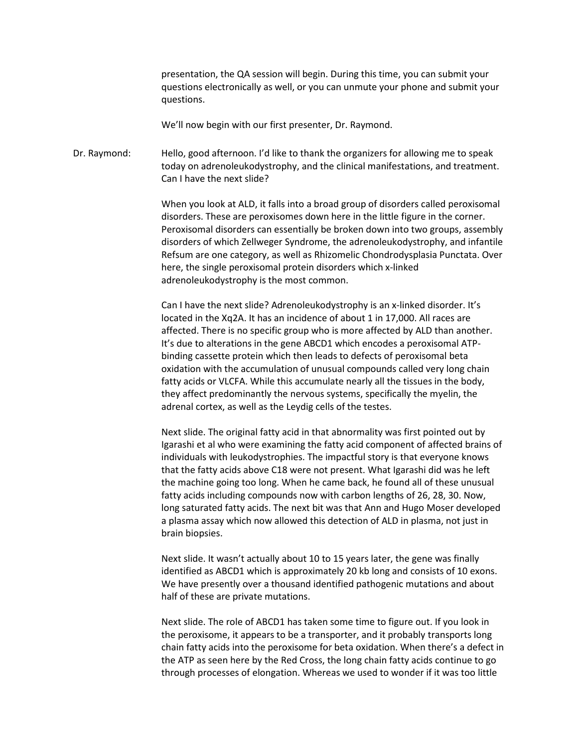presentation, the QA session will begin. During this time, you can submit your questions electronically as well, or you can unmute your phone and submit your questions.

We'll now begin with our first presenter, Dr. Raymond.

Dr. Raymond: Hello, good afternoon. I'd like to thank the organizers for allowing me to speak today on adrenoleukodystrophy, and the clinical manifestations, and treatment. Can I have the next slide?

When you look at ALD, it falls into a broad group of disorders called peroxisomal disorders. These are peroxisomes down here in the little figure in the corner. Peroxisomal disorders can essentially be broken down into two groups, assembly disorders of which Zellweger Syndrome, the adrenoleukodystrophy, and infantile Refsum are one category, as well as Rhizomelic Chondrodysplasia Punctata. Over here, the single peroxisomal protein disorders which x-linked adrenoleukodystrophy is the most common.

Can I have the next slide? Adrenoleukodystrophy is an x-linked disorder. It's located in the Xq2A. It has an incidence of about 1 in 17,000. All races are affected. There is no specific group who is more affected by ALD than another. It's due to alterations in the gene ABCD1 which encodes a peroxisomal ATP-binding cassette protein which then leads to defects of peroxisomal beta oxidation with the accumulation of unusual compounds called very long chain fatty acids or VLCFA. While this accumulate nearly all the tissues in the body, they affect predominantly the nervous systems, specifically the myelin, the adrenal cortex, as well as the Leydig cells of the testes.

Next slide. The original fatty acid in that abnormality was first pointed out by Igarashi et al who were examining the fatty acid component of affected brains of individuals with leukodystrophies. The impactful story is that everyone knows that the fatty acids above C18 were not present. What Igarashi did was he left the machine going too long. When he came back, he found all of these unusual fatty acids including compounds now with carbon lengths of 26, 28, 30. Now, long saturated fatty acids. The next bit was that Ann and Hugo Moser developed a plasma assay which now allowed this detection of ALD in plasma, not just in brain biopsies.

Next slide. It wasn't actually about 10 to 15 years later, the gene was finally identified as ABCD1 which is approximately 20 kb long and consists of 10 exons. We have presently over a thousand identified pathogenic mutations and about half of these are private mutations.

Next slide. The role of ABCD1 has taken some time to figure out. If you look in the peroxisome, it appears to be a transporter, and it probably transports long chain fatty acids into the peroxisome for beta oxidation. When there's a defect in the ATP as seen here by the Red Cross, the long chain fatty acids continue to go through processes of elongation. Whereas we used to wonder if it was too little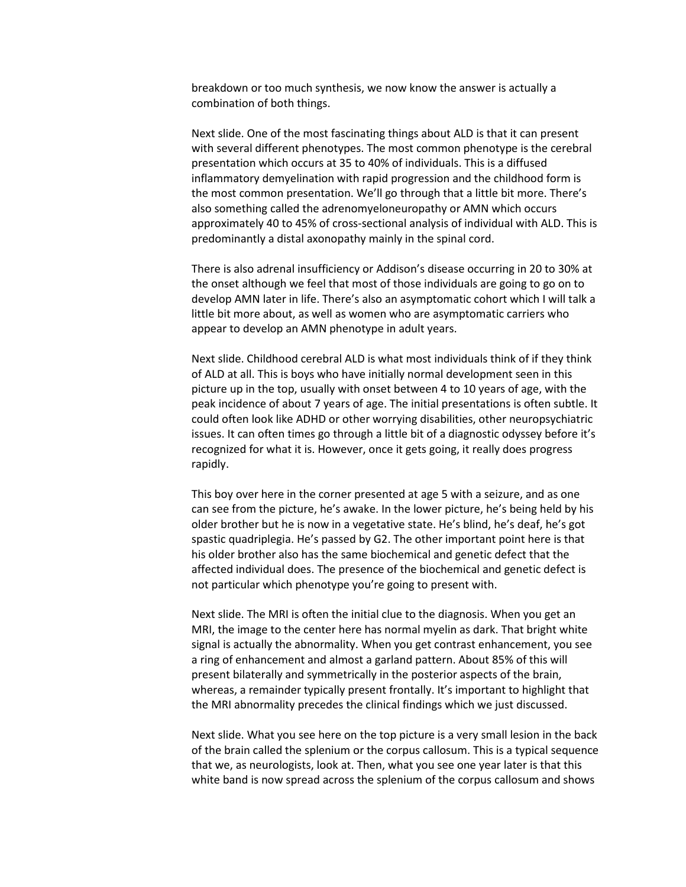breakdown or too much synthesis, we now know the answer is actually a combination of both things.

Next slide. One of the most fascinating things about ALD is that it can present with several different phenotypes. The most common phenotype is the cerebral presentation which occurs at 35 to 40% of individuals. This is a diffused inflammatory demyelination with rapid progression and the childhood form is the most common presentation. We'll go through that a little bit more. There's also something called the adrenomyeloneuropathy or AMN which occurs approximately 40 to 45% of cross-sectional analysis of individual with ALD. This is predominantly a distal axonopathy mainly in the spinal cord.

There is also adrenal insufficiency or Addison's disease occurring in 20 to 30% at the onset although we feel that most of those individuals are going to go on to develop AMN later in life. There's also an asymptomatic cohort which I will talk a little bit more about, as well as women who are asymptomatic carriers who appear to develop an AMN phenotype in adult years.

Next slide. Childhood cerebral ALD is what most individuals think of if they think of ALD at all. This is boys who have initially normal development seen in this picture up in the top, usually with onset between 4 to 10 years of age, with the peak incidence of about 7 years of age. The initial presentations is often subtle. It could often look like ADHD or other worrying disabilities, other neuropsychiatric issues. It can often times go through a little bit of a diagnostic odyssey before it's recognized for what it is. However, once it gets going, it really does progress rapidly.

This boy over here in the corner presented at age 5 with a seizure, and as one can see from the picture, he's awake. In the lower picture, he's being held by his older brother but he is now in a vegetative state. He's blind, he's deaf, he's got spastic quadriplegia. He's passed by G2. The other important point here is that his older brother also has the same biochemical and genetic defect that the affected individual does. The presence of the biochemical and genetic defect is not particular which phenotype you're going to present with.

Next slide. The MRI is often the initial clue to the diagnosis. When you get an MRI, the image to the center here has normal myelin as dark. That bright white signal is actually the abnormality. When you get contrast enhancement, you see a ring of enhancement and almost a garland pattern. About 85% of this will present bilaterally and symmetrically in the posterior aspects of the brain, whereas, a remainder typically present frontally. It's important to highlight that the MRI abnormality precedes the clinical findings which we just discussed.

Next slide. What you see here on the top picture is a very small lesion in the back of the brain called the splenium or the corpus callosum. This is a typical sequence that we, as neurologists, look at. Then, what you see one year later is that this white band is now spread across the splenium of the corpus callosum and shows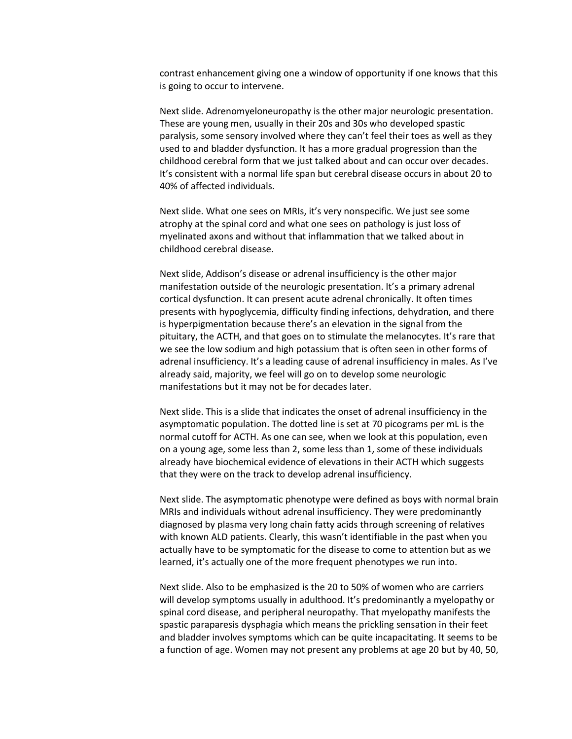contrast enhancement giving one a window of opportunity if one knows that this is going to occur to intervene.

Next slide. Adrenomyeloneuropathy is the other major neurologic presentation. These are young men, usually in their 20s and 30s who developed spastic paralysis, some sensory involved where they can't feel their toes as well as they used to and bladder dysfunction. It has a more gradual progression than the childhood cerebral form that we just talked about and can occur over decades. It's consistent with a normal life span but cerebral disease occurs in about 20 to 40% of affected individuals.

Next slide. What one sees on MRIs, it's very nonspecific. We just see some atrophy at the spinal cord and what one sees on pathology is just loss of myelinated axons and without that inflammation that we talked about in childhood cerebral disease.

Next slide, Addison's disease or adrenal insufficiency is the other major manifestation outside of the neurologic presentation. It's a primary adrenal cortical dysfunction. It can present acute adrenal chronically. It often times presents with hypoglycemia, difficulty finding infections, dehydration, and there is hyperpigmentation because there's an elevation in the signal from the pituitary, the ACTH, and that goes on to stimulate the melanocytes. It's rare that we see the low sodium and high potassium that is often seen in other forms of adrenal insufficiency. It's a leading cause of adrenal insufficiency in males. As I've already said, majority, we feel will go on to develop some neurologic manifestations but it may not be for decades later.

Next slide. This is a slide that indicates the onset of adrenal insufficiency in the asymptomatic population. The dotted line is set at 70 picograms per mL is the normal cutoff for ACTH. As one can see, when we look at this population, even on a young age, some less than 2, some less than 1, some of these individuals already have biochemical evidence of elevations in their ACTH which suggests that they were on the track to develop adrenal insufficiency.

Next slide. The asymptomatic phenotype were defined as boys with normal brain MRIs and individuals without adrenal insufficiency. They were predominantly diagnosed by plasma very long chain fatty acids through screening of relatives with known ALD patients. Clearly, this wasn't identifiable in the past when you actually have to be symptomatic for the disease to come to attention but as we learned, it's actually one of the more frequent phenotypes we run into.

Next slide. Also to be emphasized is the 20 to 50% of women who are carriers will develop symptoms usually in adulthood. It's predominantly a myelopathy or spinal cord disease, and peripheral neuropathy. That myelopathy manifests the spastic paraparesis dysphagia which means the prickling sensation in their feet and bladder involves symptoms which can be quite incapacitating. It seems to be a function of age. Women may not present any problems at age 20 but by 40, 50,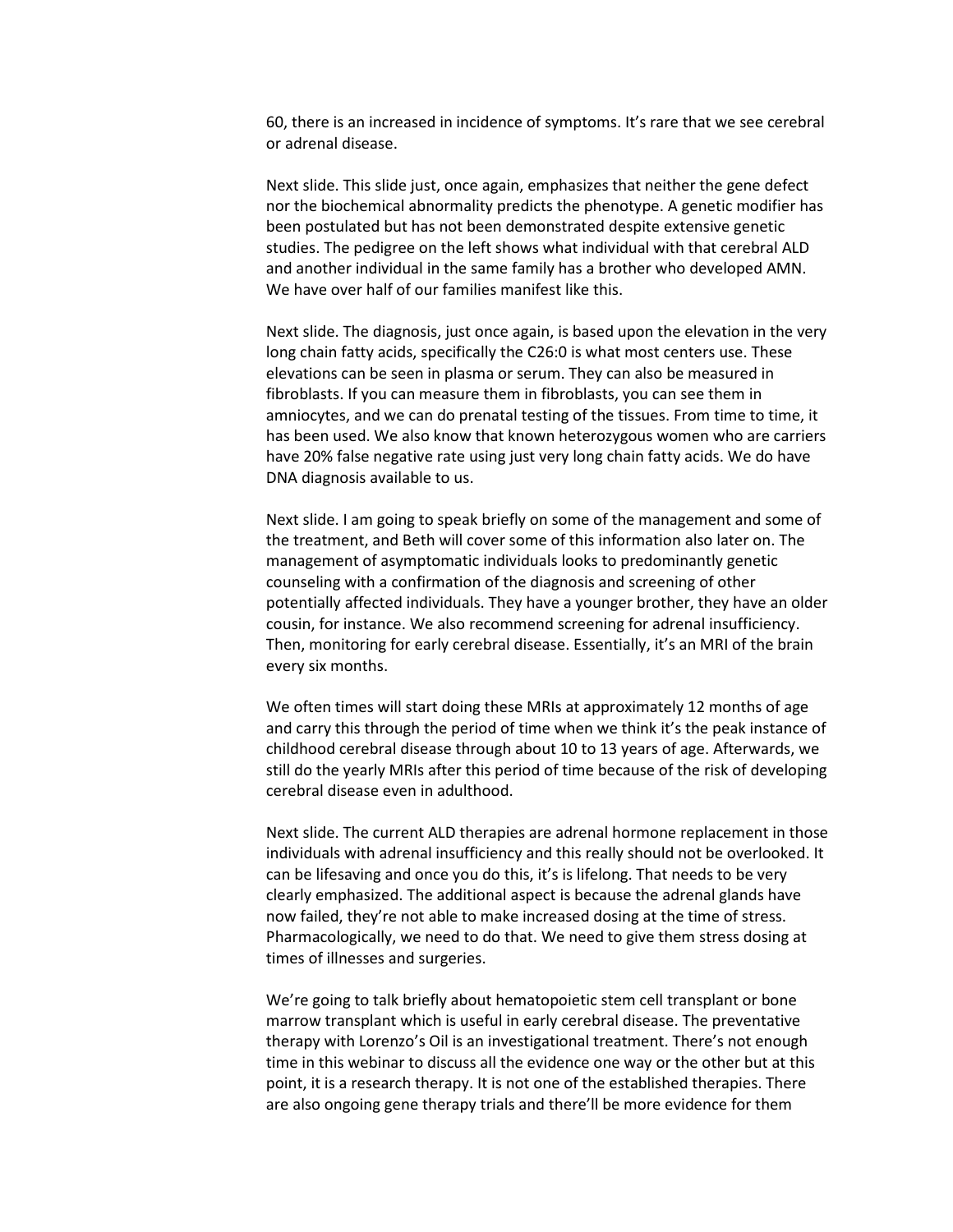60, there is an increased in incidence of symptoms. It's rare that we see cerebral or adrenal disease.

Next slide. This slide just, once again, emphasizes that neither the gene defect nor the biochemical abnormality predicts the phenotype. A genetic modifier has been postulated but has not been demonstrated despite extensive genetic studies. The pedigree on the left shows what individual with that cerebral ALD and another individual in the same family has a brother who developed AMN. We have over half of our families manifest like this.

Next slide. The diagnosis, just once again, is based upon the elevation in the very long chain fatty acids, specifically the C26:0 is what most centers use. These elevations can be seen in plasma or serum. They can also be measured in fibroblasts. If you can measure them in fibroblasts, you can see them in amniocytes, and we can do prenatal testing of the tissues. From time to time, it has been used. We also know that known heterozygous women who are carriers have 20% false negative rate using just very long chain fatty acids. We do have DNA diagnosis available to us.

Next slide. I am going to speak briefly on some of the management and some of the treatment, and Beth will cover some of this information also later on. The management of asymptomatic individuals looks to predominantly genetic counseling with a confirmation of the diagnosis and screening of other potentially affected individuals. They have a younger brother, they have an older cousin, for instance. We also recommend screening for adrenal insufficiency. Then, monitoring for early cerebral disease. Essentially, it's an MRI of the brain every six months.

We often times will start doing these MRIs at approximately 12 months of age and carry this through the period of time when we think it's the peak instance of childhood cerebral disease through about 10 to 13 years of age. Afterwards, we still do the yearly MRIs after this period of time because of the risk of developing cerebral disease even in adulthood.

Next slide. The current ALD therapies are adrenal hormone replacement in those individuals with adrenal insufficiency and this really should not be overlooked. It can be lifesaving and once you do this, it's is lifelong. That needs to be very clearly emphasized. The additional aspect is because the adrenal glands have now failed, they're not able to make increased dosing at the time of stress. Pharmacologically, we need to do that. We need to give them stress dosing at times of illnesses and surgeries.

We're going to talk briefly about hematopoietic stem cell transplant or bone marrow transplant which is useful in early cerebral disease. The preventative therapy with Lorenzo's Oil is an investigational treatment. There's not enough time in this webinar to discuss all the evidence one way or the other but at this point, it is a research therapy. It is not one of the established therapies. There are also ongoing gene therapy trials and there'll be more evidence for them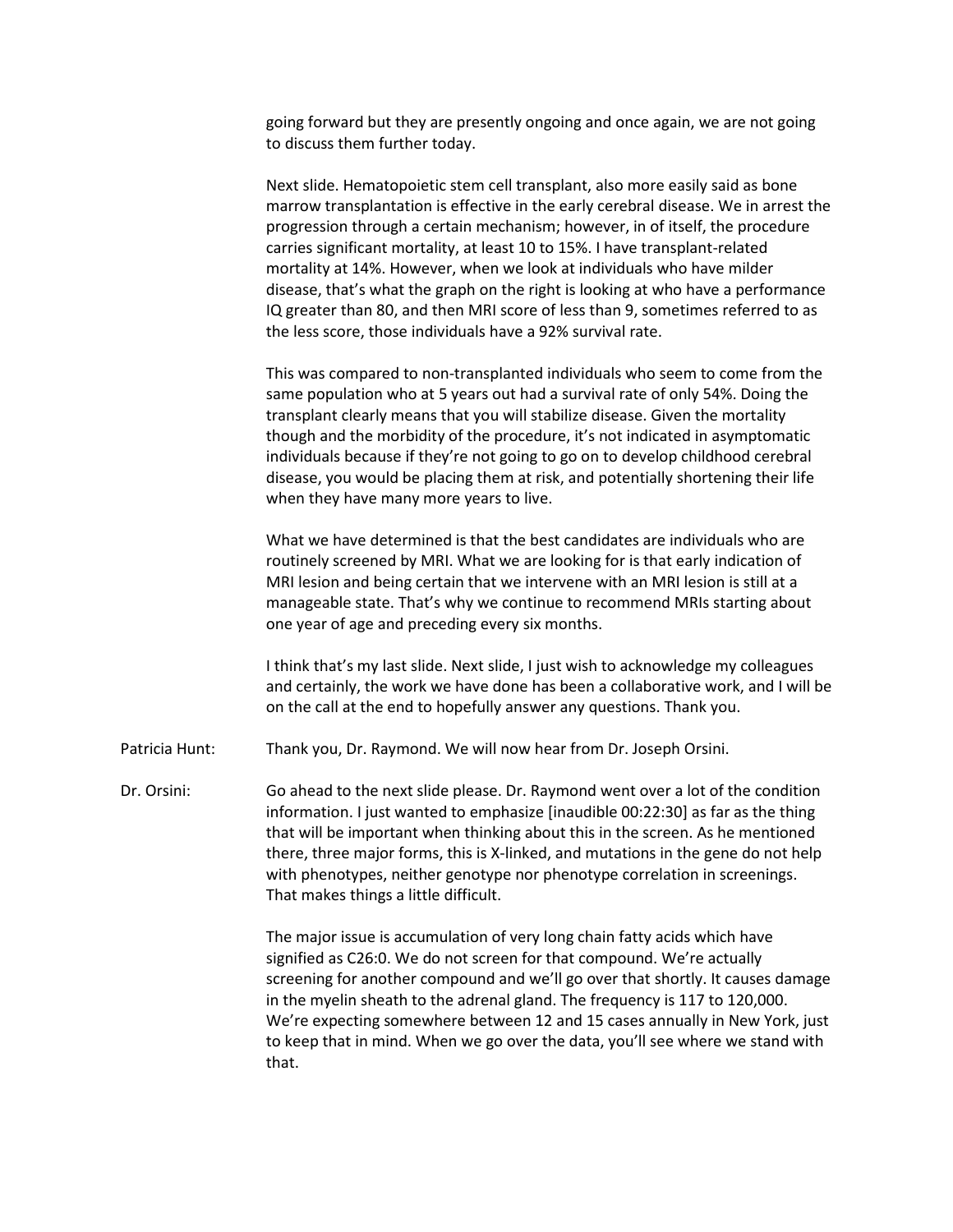going forward but they are presently ongoing and once again, we are not going to discuss them further today.

Next slide. Hematopoietic stem cell transplant, also more easily said as bone marrow transplantation is effective in the early cerebral disease. We in arrest the progression through a certain mechanism; however, in of itself, the procedure carries significant mortality, at least 10 to 15%. I have transplant-related mortality at 14%. However, when we look at individuals who have milder disease, that's what the graph on the right is looking at who have a performance IQ greater than 80, and then MRI score of less than 9, sometimes referred to as the less score, those individuals have a 92% survival rate.

This was compared to non-transplanted individuals who seem to come from the same population who at 5 years out had a survival rate of only 54%. Doing the transplant clearly means that you will stabilize disease. Given the mortality though and the morbidity of the procedure, it's not indicated in asymptomatic individuals because if they're not going to go on to develop childhood cerebral disease, you would be placing them at risk, and potentially shortening their life when they have many more years to live.

What we have determined is that the best candidates are individuals who are routinely screened by MRI. What we are looking for is that early indication of MRI lesion and being certain that we intervene with an MRI lesion is still at a manageable state. That's why we continue to recommend MRIs starting about one year of age and preceding every six months.

I think that's my last slide. Next slide, I just wish to acknowledge my colleagues and certainly, the work we have done has been a collaborative work, and I will be on the call at the end to hopefully answer any questions. Thank you.

Patricia Hunt: Thank you, Dr. Raymond. We will now hear from Dr. Joseph Orsini.

Dr. Orsini: Go ahead to the next slide please. Dr. Raymond went over a lot of the condition information. I just wanted to emphasize [inaudible 00:22:30] as far as the thing that will be important when thinking about this in the screen. As he mentioned there, three major forms, this is X-linked, and mutations in the gene do not help with phenotypes, neither genotype nor phenotype correlation in screenings. That makes things a little difficult.

The major issue is accumulation of very long chain fatty acids which have signified as C26:0. We do not screen for that compound. We're actually screening for another compound and we'll go over that shortly. It causes damage in the myelin sheath to the adrenal gland. The frequency is 117 to 120,000. We're expecting somewhere between 12 and 15 cases annually in New York, just to keep that in mind. When we go over the data, you'll see where we stand with that.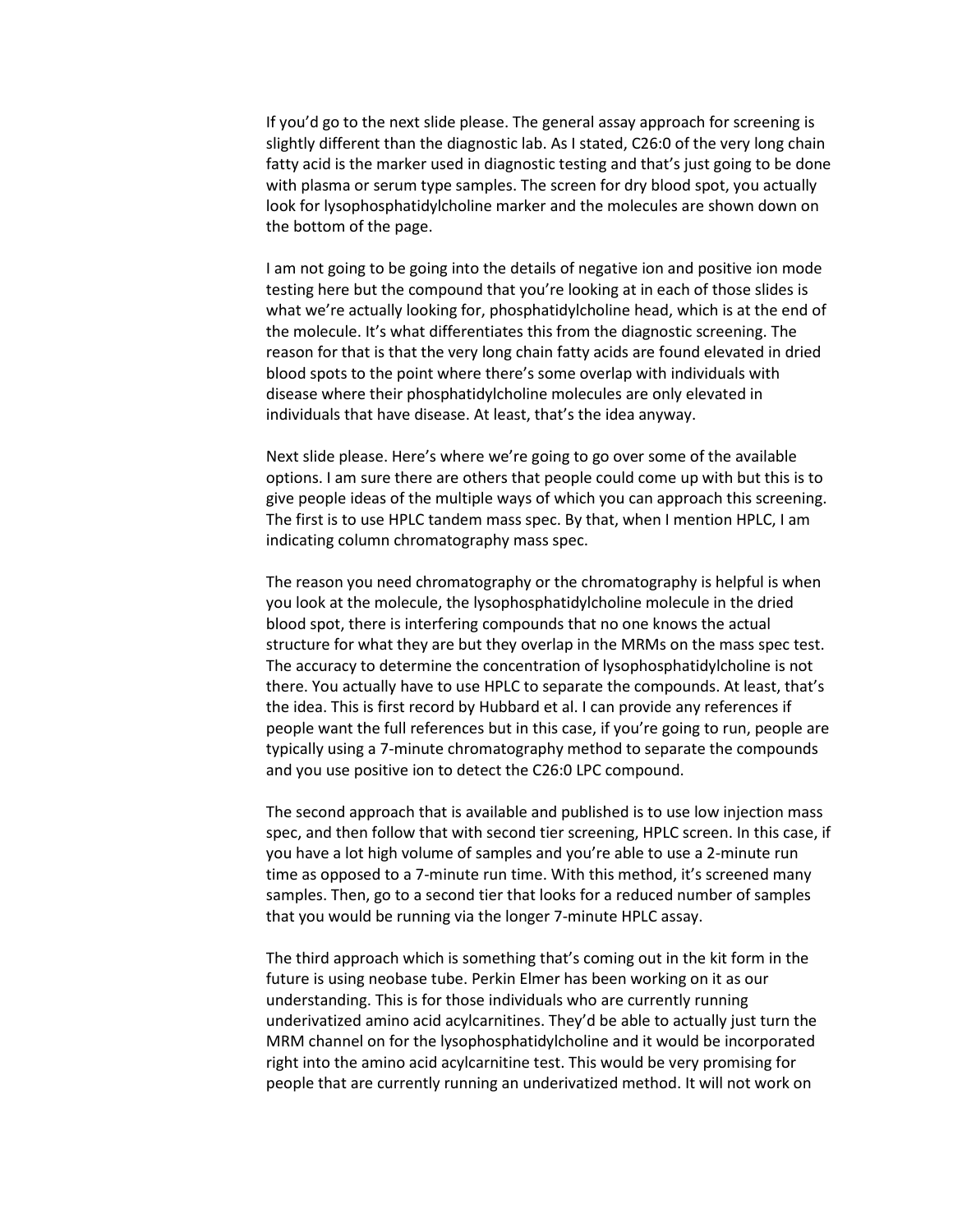If you'd go to the next slide please. The general assay approach for screening is slightly different than the diagnostic lab. As I stated, C26:0 of the very long chain fatty acid is the marker used in diagnostic testing and that's just going to be done with plasma or serum type samples. The screen for dry blood spot, you actually look for lysophosphatidylcholine marker and the molecules are shown down on the bottom of the page.

I am not going to be going into the details of negative ion and positive ion mode testing here but the compound that you're looking at in each of those slides is what we're actually looking for, phosphatidylcholine head, which is at the end of the molecule. It's what differentiates this from the diagnostic screening. The reason for that is that the very long chain fatty acids are found elevated in dried blood spots to the point where there's some overlap with individuals with disease where their phosphatidylcholine molecules are only elevated in individuals that have disease. At least, that's the idea anyway.

Next slide please. Here's where we're going to go over some of the available options. I am sure there are others that people could come up with but this is to give people ideas of the multiple ways of which you can approach this screening. The first is to use HPLC tandem mass spec. By that, when I mention HPLC, I am indicating column chromatography mass spec.

The reason you need chromatography or the chromatography is helpful is when you look at the molecule, the lysophosphatidylcholine molecule in the dried blood spot, there is interfering compounds that no one knows the actual structure for what they are but they overlap in the MRMs on the mass spec test. The accuracy to determine the concentration of lysophosphatidylcholine is not there. You actually have to use HPLC to separate the compounds. At least, that's the idea. This is first record by Hubbard et al. I can provide any references if people want the full references but in this case, if you're going to run, people are typically using a 7-minute chromatography method to separate the compounds and you use positive ion to detect the C26:0 LPC compound.

The second approach that is available and published is to use low injection mass spec, and then follow that with second tier screening, HPLC screen. In this case, if you have a lot high volume of samples and you're able to use a 2-minute run time as opposed to a 7-minute run time. With this method, it's screened many samples. Then, go to a second tier that looks for a reduced number of samples that you would be running via the longer 7-minute HPLC assay.

The third approach which is something that's coming out in the kit form in the future is using neobase tube. Perkin Elmer has been working on it as our understanding. This is for those individuals who are currently running underivatized amino acid acylcarnitines. They'd be able to actually just turn the MRM channel on for the lysophosphatidylcholine and it would be incorporated right into the amino acid acylcarnitine test. This would be very promising for people that are currently running an underivatized method. It will not work on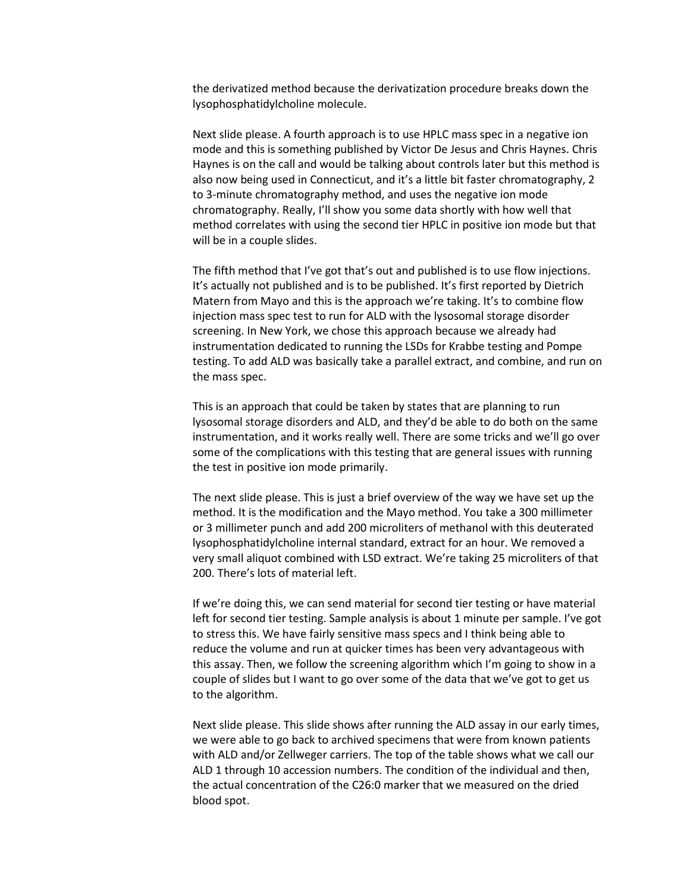the derivatized method because the derivatization procedure breaks down the lysophosphatidylcholine molecule.

Next slide please. A fourth approach is to use HPLC mass spec in a negative ion mode and this is something published by Victor De Jesus and Chris Haynes. Chris Haynes is on the call and would be talking about controls later but this method is also now being used in Connecticut, and it's a little bit faster chromatography, 2 to 3-minute chromatography method, and uses the negative ion mode chromatography. Really, I'll show you some data shortly with how well that method correlates with using the second tier HPLC in positive ion mode but that will be in a couple slides.

The fifth method that I've got that's out and published is to use flow injections. It's actually not published and is to be published. It's first reported by Dietrich Matern from Mayo and this is the approach we're taking. It's to combine flow injection mass spec test to run for ALD with the lysosomal storage disorder screening. In New York, we chose this approach because we already had instrumentation dedicated to running the LSDs for Krabbe testing and Pompe testing. To add ALD was basically take a parallel extract, and combine, and run on the mass spec.

This is an approach that could be taken by states that are planning to run lysosomal storage disorders and ALD, and they'd be able to do both on the same instrumentation, and it works really well. There are some tricks and we'll go over some of the complications with this testing that are general issues with running the test in positive ion mode primarily.

The next slide please. This is just a brief overview of the way we have set up the method. It is the modification and the Mayo method. You take a 300 millimeter or 3 millimeter punch and add 200 microliters of methanol with this deuterated lysophosphatidylcholine internal standard, extract for an hour. We removed a very small aliquot combined with LSD extract. We're taking 25 microliters of that 200. There's lots of material left.

If we're doing this, we can send material for second tier testing or have material left for second tier testing. Sample analysis is about 1 minute per sample. I've got to stress this. We have fairly sensitive mass specs and I think being able to reduce the volume and run at quicker times has been very advantageous with this assay. Then, we follow the screening algorithm which I'm going to show in a couple of slides but I want to go over some of the data that we've got to get us to the algorithm.

Next slide please. This slide shows after running the ALD assay in our early times, we were able to go back to archived specimens that were from known patients with ALD and/or Zellweger carriers. The top of the table shows what we call our ALD 1 through 10 accession numbers. The condition of the individual and then, the actual concentration of the C26:0 marker that we measured on the dried blood spot.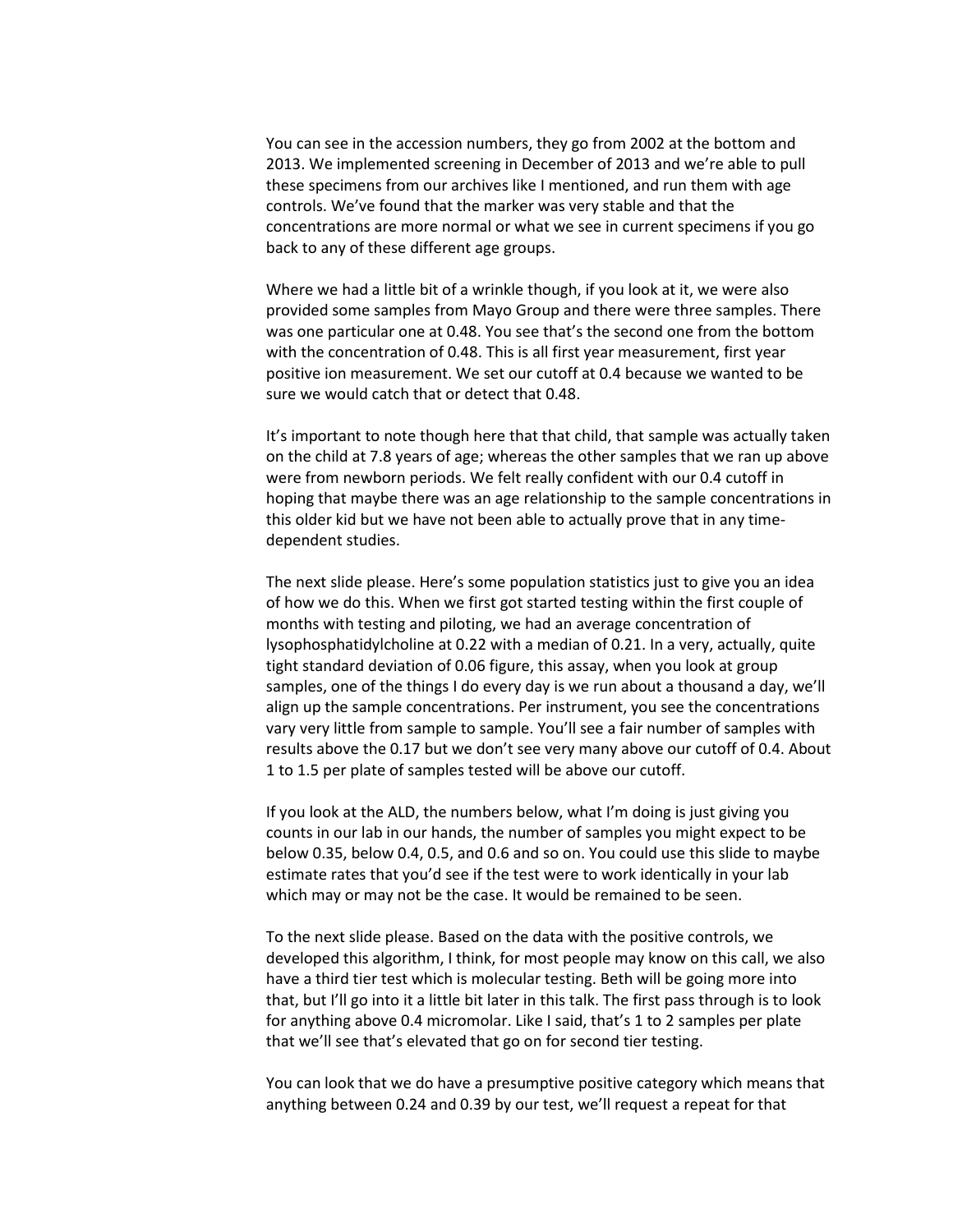You can see in the accession numbers, they go from 2002 at the bottom and 2013. We implemented screening in December of 2013 and we're able to pull these specimens from our archives like I mentioned, and run them with age controls. We've found that the marker was very stable and that the concentrations are more normal or what we see in current specimens if you go back to any of these different age groups.

Where we had a little bit of a wrinkle though, if you look at it, we were also provided some samples from Mayo Group and there were three samples. There was one particular one at 0.48. You see that's the second one from the bottom with the concentration of 0.48. This is all first year measurement, first year positive ion measurement. We set our cutoff at 0.4 because we wanted to be sure we would catch that or detect that 0.48.

It's important to note though here that that child, that sample was actually taken on the child at 7.8 years of age; whereas the other samples that we ran up above were from newborn periods. We felt really confident with our 0.4 cutoff in hoping that maybe there was an age relationship to the sample concentrations in this older kid but we have not been able to actually prove that in any time-dependent studies.

The next slide please. Here's some population statistics just to give you an idea of how we do this. When we first got started testing within the first couple of months with testing and piloting, we had an average concentration of lysophosphatidylcholine at 0.22 with a median of 0.21. In a very, actually, quite tight standard deviation of 0.06 figure, this assay, when you look at group samples, one of the things I do every day is we run about a thousand a day, we'll align up the sample concentrations. Per instrument, you see the concentrations vary very little from sample to sample. You'll see a fair number of samples with results above the 0.17 but we don't see very many above our cutoff of 0.4. About 1 to 1.5 per plate of samples tested will be above our cutoff.

If you look at the ALD, the numbers below, what I'm doing is just giving you counts in our lab in our hands, the number of samples you might expect to be below 0.35, below 0.4, 0.5, and 0.6 and so on. You could use this slide to maybe estimate rates that you'd see if the test were to work identically in your lab which may or may not be the case. It would be remained to be seen.

To the next slide please. Based on the data with the positive controls, we developed this algorithm, I think, for most people may know on this call, we also have a third tier test which is molecular testing. Beth will be going more into that, but I'll go into it a little bit later in this talk. The first pass through is to look for anything above 0.4 micromolar. Like I said, that's 1 to 2 samples per plate that we'll see that's elevated that go on for second tier testing.

You can look that we do have a presumptive positive category which means that anything between 0.24 and 0.39 by our test, we'll request a repeat for that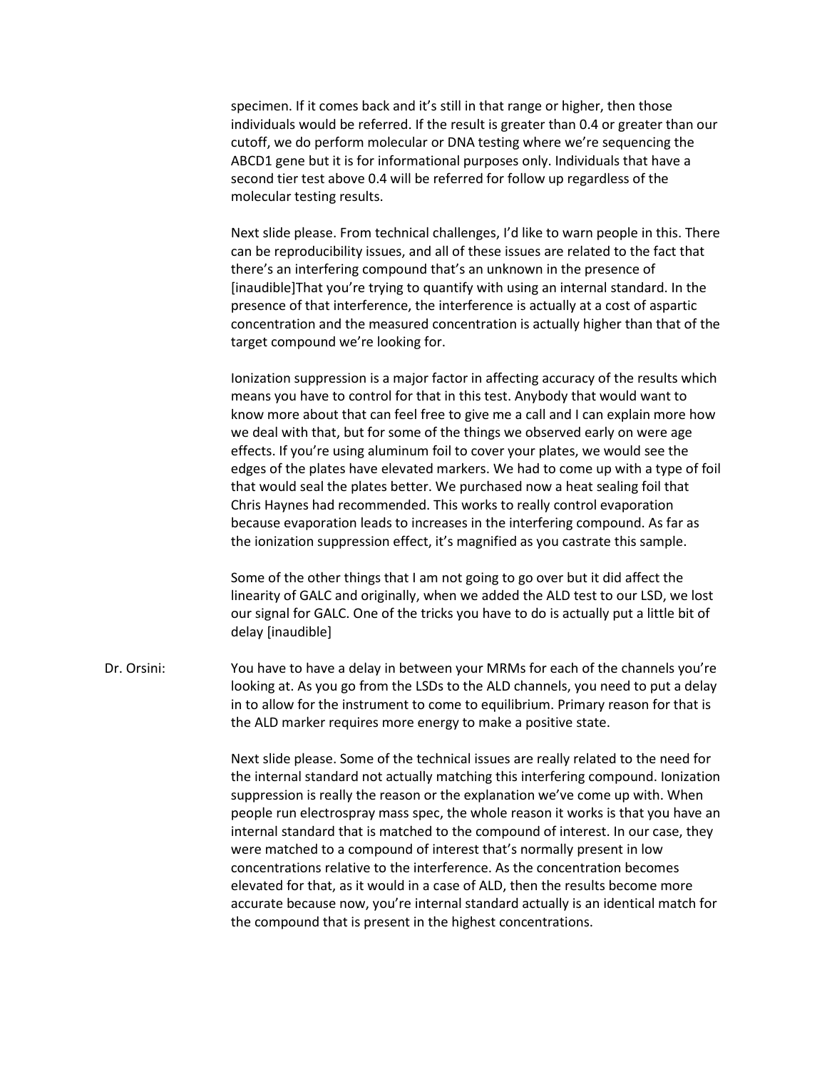specimen. If it comes back and it's still in that range or higher, then those individuals would be referred. If the result is greater than 0.4 or greater than our cutoff, we do perform molecular or DNA testing where we're sequencing the ABCD1 gene but it is for informational purposes only. Individuals that have a second tier test above 0.4 will be referred for follow up regardless of the molecular testing results.

Next slide please. From technical challenges, I'd like to warn people in this. There can be reproducibility issues, and all of these issues are related to the fact that there's an interfering compound that's an unknown in the presence of [inaudible]That you're trying to quantify with using an internal standard. In the presence of that interference, the interference is actually at a cost of aspartic concentration and the measured concentration is actually higher than that of the target compound we're looking for.

Ionization suppression is a major factor in affecting accuracy of the results which means you have to control for that in this test. Anybody that would want to know more about that can feel free to give me a call and I can explain more how we deal with that, but for some of the things we observed early on were age effects. If you're using aluminum foil to cover your plates, we would see the edges of the plates have elevated markers. We had to come up with a type of foil that would seal the plates better. We purchased now a heat sealing foil that Chris Haynes had recommended. This works to really control evaporation because evaporation leads to increases in the interfering compound. As far as the ionization suppression effect, it's magnified as you castrate this sample.

Some of the other things that I am not going to go over but it did affect the linearity of GALC and originally, when we added the ALD test to our LSD, we lost our signal for GALC. One of the tricks you have to do is actually put a little bit of delay [inaudible]

Dr. Orsini: You have to have a delay in between your MRMs for each of the channels you're looking at. As you go from the LSDs to the ALD channels, you need to put a delay in to allow for the instrument to come to equilibrium. Primary reason for that is the ALD marker requires more energy to make a positive state.

Next slide please. Some of the technical issues are really related to the need for the internal standard not actually matching this interfering compound. Ionization suppression is really the reason or the explanation we've come up with. When people run electrospray mass spec, the whole reason it works is that you have an internal standard that is matched to the compound of interest. In our case, they were matched to a compound of interest that's normally present in low concentrations relative to the interference. As the concentration becomes elevated for that, as it would in a case of ALD, then the results become more accurate because now, you're internal standard actually is an identical match for the compound that is present in the highest concentrations.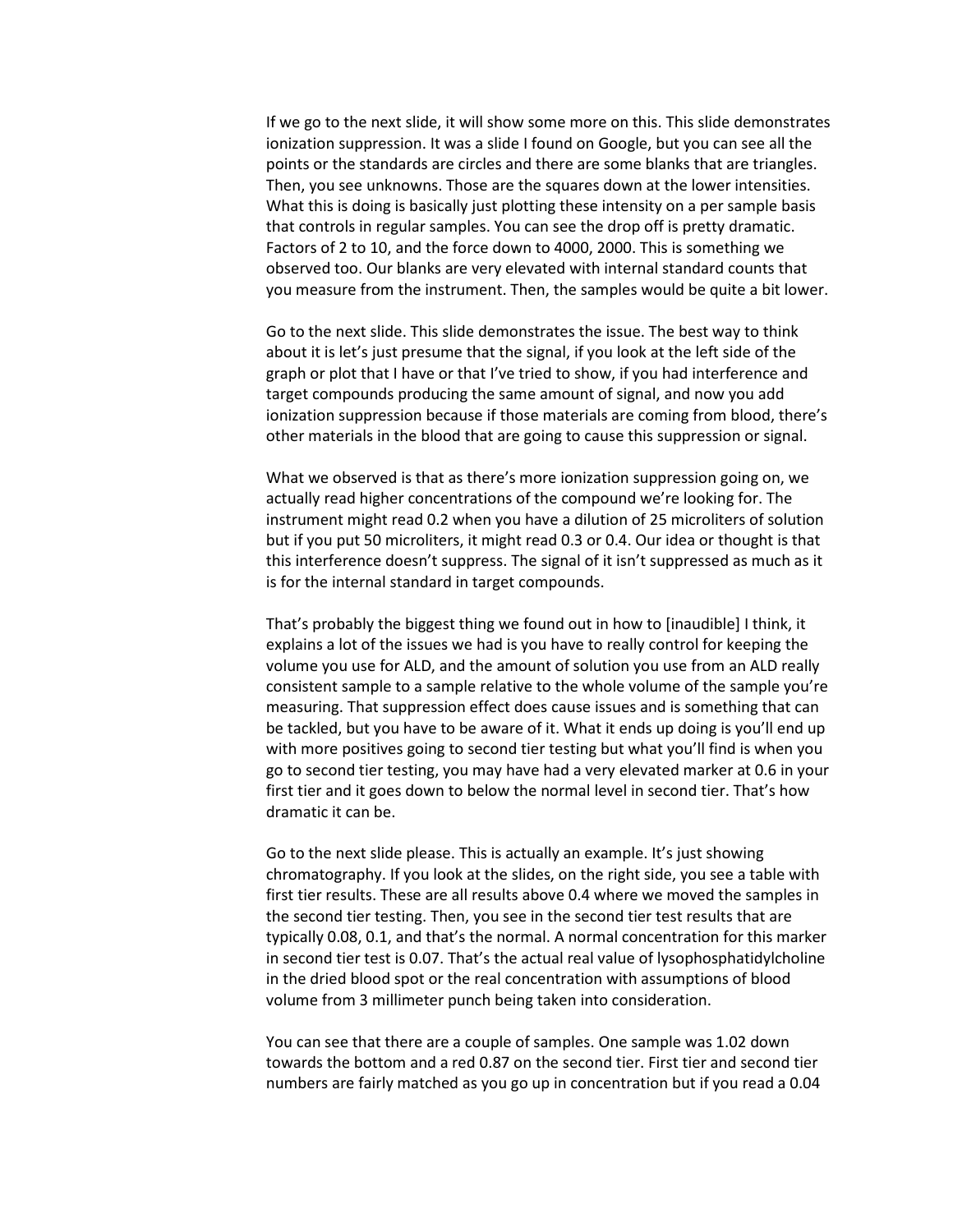If we go to the next slide, it will show some more on this. This slide demonstrates ionization suppression. It was a slide I found on Google, but you can see all the points or the standards are circles and there are some blanks that are triangles. Then, you see unknowns. Those are the squares down at the lower intensities. What this is doing is basically just plotting these intensity on a per sample basis that controls in regular samples. You can see the drop off is pretty dramatic. Factors of 2 to 10, and the force down to 4000, 2000. This is something we observed too. Our blanks are very elevated with internal standard counts that you measure from the instrument. Then, the samples would be quite a bit lower.

Go to the next slide. This slide demonstrates the issue. The best way to think about it is let's just presume that the signal, if you look at the left side of the graph or plot that I have or that I've tried to show, if you had interference and target compounds producing the same amount of signal, and now you add ionization suppression because if those materials are coming from blood, there's other materials in the blood that are going to cause this suppression or signal.

What we observed is that as there's more ionization suppression going on, we actually read higher concentrations of the compound we're looking for. The instrument might read 0.2 when you have a dilution of 25 microliters of solution but if you put 50 microliters, it might read 0.3 or 0.4. Our idea or thought is that this interference doesn't suppress. The signal of it isn't suppressed as much as it is for the internal standard in target compounds.

That's probably the biggest thing we found out in how to [inaudible] I think, it explains a lot of the issues we had is you have to really control for keeping the volume you use for ALD, and the amount of solution you use from an ALD really consistent sample to a sample relative to the whole volume of the sample you're measuring. That suppression effect does cause issues and is something that can be tackled, but you have to be aware of it. What it ends up doing is you'll end up with more positives going to second tier testing but what you'll find is when you go to second tier testing, you may have had a very elevated marker at 0.6 in your first tier and it goes down to below the normal level in second tier. That's how dramatic it can be.

Go to the next slide please. This is actually an example. It's just showing chromatography. If you look at the slides, on the right side, you see a table with first tier results. These are all results above 0.4 where we moved the samples in the second tier testing. Then, you see in the second tier test results that are typically 0.08, 0.1, and that's the normal. A normal concentration for this marker in second tier test is 0.07. That's the actual real value of lysophosphatidylcholine in the dried blood spot or the real concentration with assumptions of blood volume from 3 millimeter punch being taken into consideration.

You can see that there are a couple of samples. One sample was 1.02 down towards the bottom and a red 0.87 on the second tier. First tier and second tier numbers are fairly matched as you go up in concentration but if you read a 0.04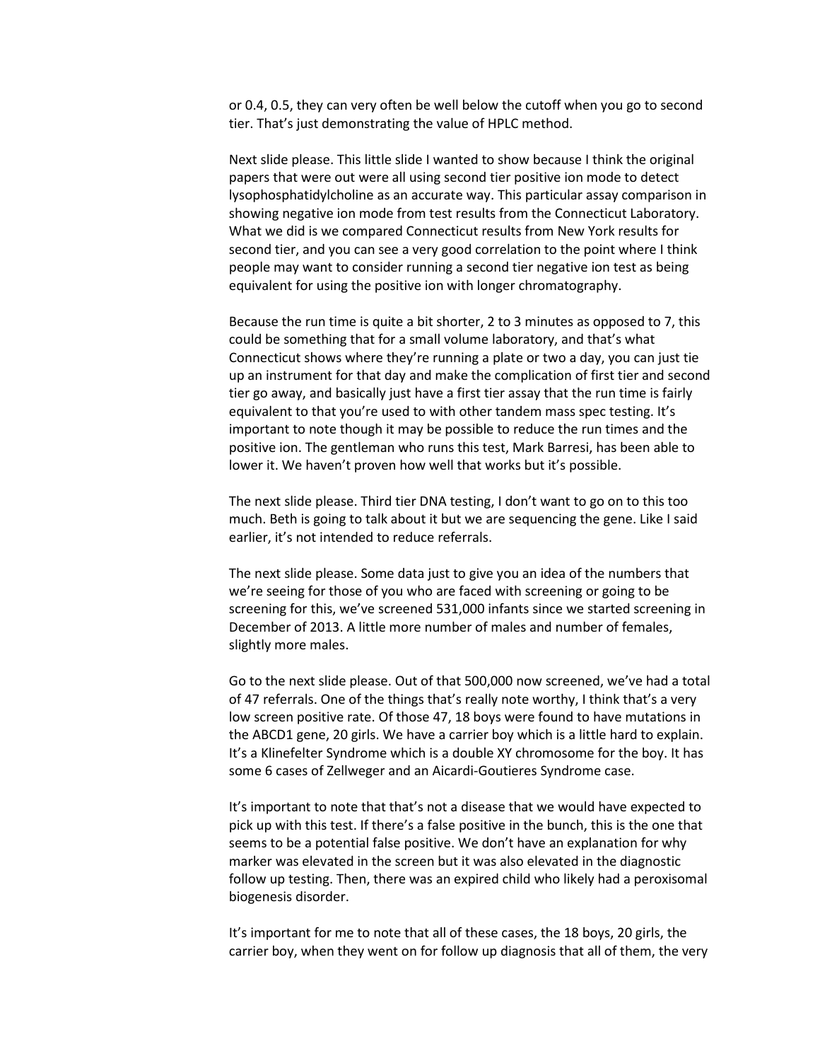or 0.4, 0.5, they can very often be well below the cutoff when you go to second tier. That's just demonstrating the value of HPLC method.

Next slide please. This little slide I wanted to show because I think the original papers that were out were all using second tier positive ion mode to detect lysophosphatidylcholine as an accurate way. This particular assay comparison in showing negative ion mode from test results from the Connecticut Laboratory. What we did is we compared Connecticut results from New York results for second tier, and you can see a very good correlation to the point where I think people may want to consider running a second tier negative ion test as being equivalent for using the positive ion with longer chromatography.

Because the run time is quite a bit shorter, 2 to 3 minutes as opposed to 7, this could be something that for a small volume laboratory, and that's what Connecticut shows where they're running a plate or two a day, you can just tie up an instrument for that day and make the complication of first tier and second tier go away, and basically just have a first tier assay that the run time is fairly equivalent to that you're used to with other tandem mass spec testing. It's important to note though it may be possible to reduce the run times and the positive ion. The gentleman who runs this test, Mark Barresi, has been able to lower it. We haven't proven how well that works but it's possible.

The next slide please. Third tier DNA testing, I don't want to go on to this too much. Beth is going to talk about it but we are sequencing the gene. Like I said earlier, it's not intended to reduce referrals.

The next slide please. Some data just to give you an idea of the numbers that we're seeing for those of you who are faced with screening or going to be screening for this, we've screened 531,000 infants since we started screening in December of 2013. A little more number of males and number of females, slightly more males.

Go to the next slide please. Out of that 500,000 now screened, we've had a total of 47 referrals. One of the things that's really note worthy, I think that's a very low screen positive rate. Of those 47, 18 boys were found to have mutations in the ABCD1 gene, 20 girls. We have a carrier boy which is a little hard to explain. It's a Klinefelter Syndrome which is a double XY chromosome for the boy. It has some 6 cases of Zellweger and an Aicardi-Goutieres Syndrome case.

It's important to note that that's not a disease that we would have expected to pick up with this test. If there's a false positive in the bunch, this is the one that seems to be a potential false positive. We don't have an explanation for why marker was elevated in the screen but it was also elevated in the diagnostic follow up testing. Then, there was an expired child who likely had a peroxisomal biogenesis disorder.

It's important for me to note that all of these cases, the 18 boys, 20 girls, the carrier boy, when they went on for follow up diagnosis that all of them, the very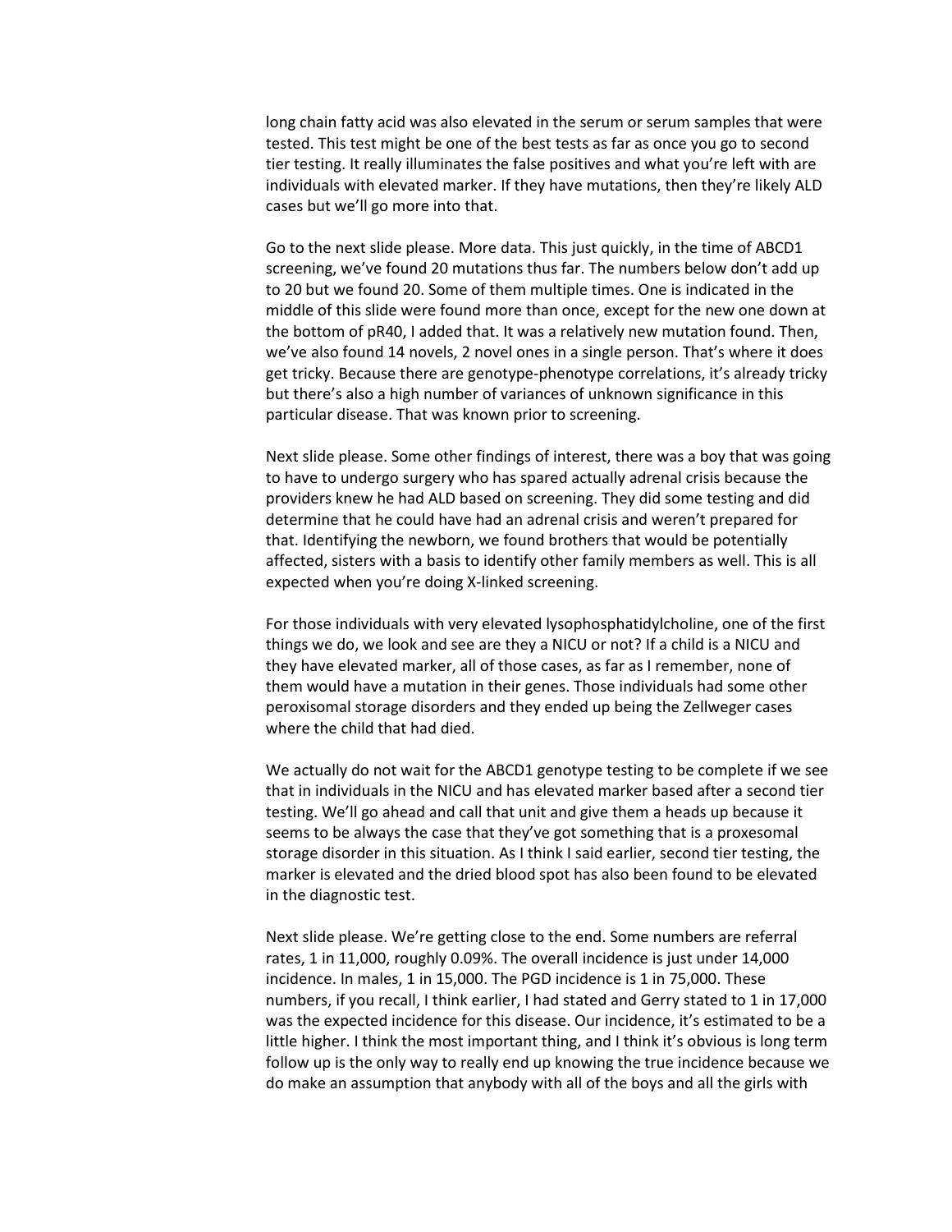long chain fatty acid was also elevated in the serum or serum samples that were tested. This test might be one of the best tests as far as once you go to second tier testing. It really illuminates the false positives and what you're left with are individuals with elevated marker. If they have mutations, then they're likely ALD cases but we'll go more into that.

Go to the next slide please. More data. This just quickly, in the time of ABCD1 screening, we've found 20 mutations thus far. The numbers below don't add up to 20 but we found 20. Some of them multiple times. One is indicated in the middle of this slide were found more than once, except for the new one down at the bottom of pR40, I added that. It was a relatively new mutation found. Then, we've also found 14 novels, 2 novel ones in a single person. That's where it does get tricky. Because there are genotype-phenotype correlations, it's already tricky but there's also a high number of variances of unknown significance in this particular disease. That was known prior to screening.

Next slide please. Some other findings of interest, there was a boy that was going to have to undergo surgery who has spared actually adrenal crisis because the providers knew he had ALD based on screening. They did some testing and did determine that he could have had an adrenal crisis and weren't prepared for that. Identifying the newborn, we found brothers that would be potentially affected, sisters with a basis to identify other family members as well. This is all expected when you're doing X-linked screening.

For those individuals with very elevated lysophosphatidylcholine, one of the first things we do, we look and see are they a NICU or not? If a child is a NICU and they have elevated marker, all of those cases, as far as I remember, none of them would have a mutation in their genes. Those individuals had some other peroxisomal storage disorders and they ended up being the Zellweger cases where the child that had died.

We actually do not wait for the ABCD1 genotype testing to be complete if we see that in individuals in the NICU and has elevated marker based after a second tier testing. We'll go ahead and call that unit and give them a heads up because it seems to be always the case that they've got something that is a proxesomal storage disorder in this situation. As I think I said earlier, second tier testing, the marker is elevated and the dried blood spot has also been found to be elevated in the diagnostic test.

Next slide please. We're getting close to the end. Some numbers are referral rates, 1 in 11,000, roughly 0.09%. The overall incidence is just under 14,000 incidence. In males, 1 in 15,000. The PGD incidence is 1 in 75,000. These numbers, if you recall, I think earlier, I had stated and Gerry stated to 1 in 17,000 was the expected incidence for this disease. Our incidence, it's estimated to be a little higher. I think the most important thing, and I think it's obvious is long term follow up is the only way to really end up knowing the true incidence because we do make an assumption that anybody with all of the boys and all the girls with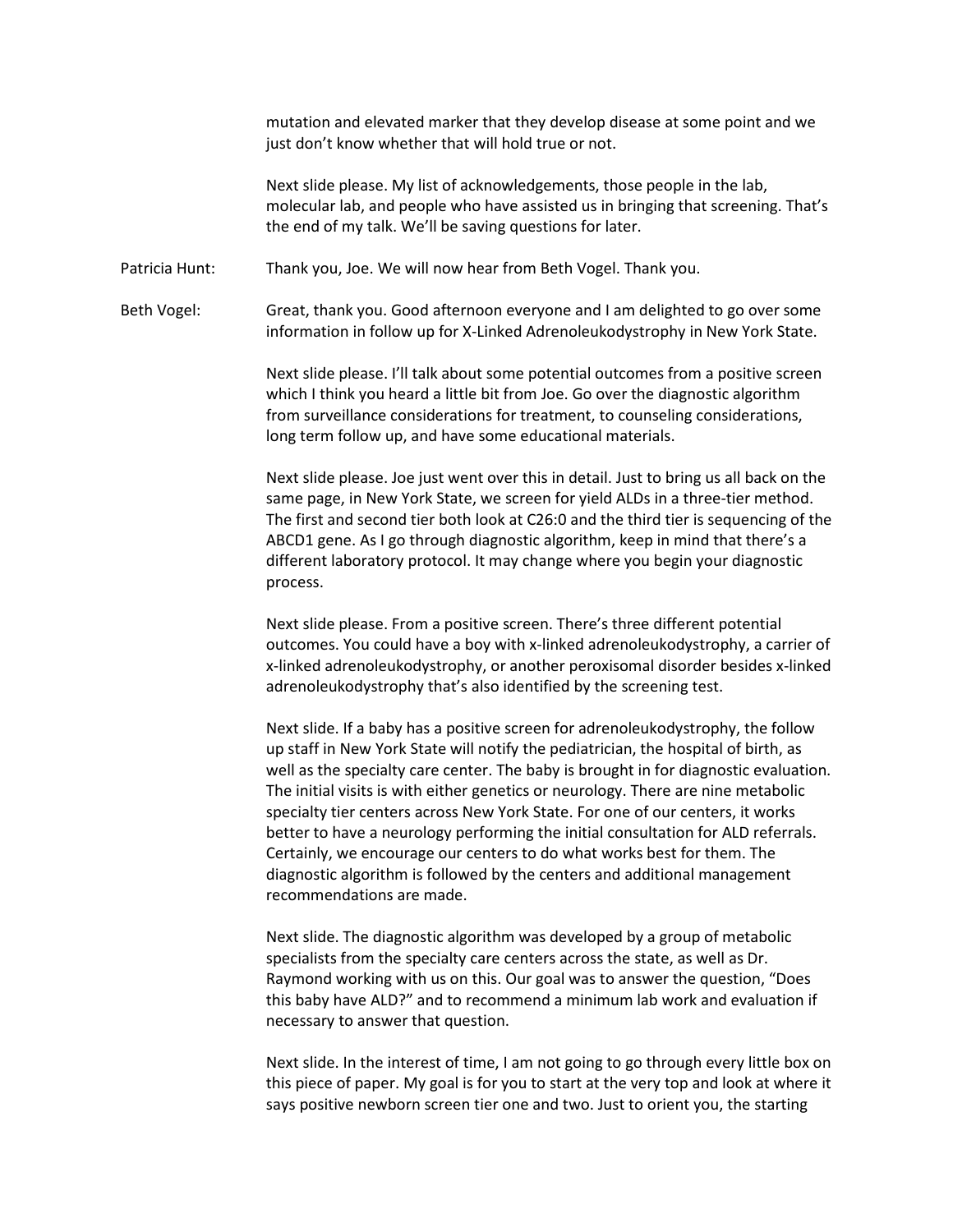mutation and elevated marker that they develop disease at some point and we just don't know whether that will hold true or not.

Next slide please. My list of acknowledgements, those people in the lab, molecular lab, and people who have assisted us in bringing that screening. That's the end of my talk. We'll be saving questions for later.

Patricia Hunt: Thank you, Joe. We will now hear from Beth Vogel. Thank you.

Beth Vogel: Great, thank you. Good afternoon everyone and I am delighted to go over some information in follow up for X-Linked Adrenoleukodystrophy in New York State.

Next slide please. I'll talk about some potential outcomes from a positive screen which I think you heard a little bit from Joe. Go over the diagnostic algorithm from surveillance considerations for treatment, to counseling considerations, long term follow up, and have some educational materials.

Next slide please. Joe just went over this in detail. Just to bring us all back on the same page, in New York State, we screen for yield ALDs in a three-tier method. The first and second tier both look at C26:0 and the third tier is sequencing of the ABCD1 gene. As I go through diagnostic algorithm, keep in mind that there's a different laboratory protocol. It may change where you begin your diagnostic process.

Next slide please. From a positive screen. There's three different potential outcomes. You could have a boy with x-linked adrenoleukodystrophy, a carrier of x-linked adrenoleukodystrophy, or another peroxisomal disorder besides x-linked adrenoleukodystrophy that's also identified by the screening test.

Next slide. If a baby has a positive screen for adrenoleukodystrophy, the follow up staff in New York State will notify the pediatrician, the hospital of birth, as well as the specialty care center. The baby is brought in for diagnostic evaluation. The initial visits is with either genetics or neurology. There are nine metabolic specialty tier centers across New York State. For one of our centers, it works better to have a neurology performing the initial consultation for ALD referrals. Certainly, we encourage our centers to do what works best for them. The diagnostic algorithm is followed by the centers and additional management recommendations are made.

Next slide. The diagnostic algorithm was developed by a group of metabolic specialists from the specialty care centers across the state, as well as Dr. Raymond working with us on this. Our goal was to answer the question, "Does this baby have ALD?" and to recommend a minimum lab work and evaluation if necessary to answer that question.

Next slide. In the interest of time, I am not going to go through every little box on this piece of paper. My goal is for you to start at the very top and look at where it says positive newborn screen tier one and two. Just to orient you, the starting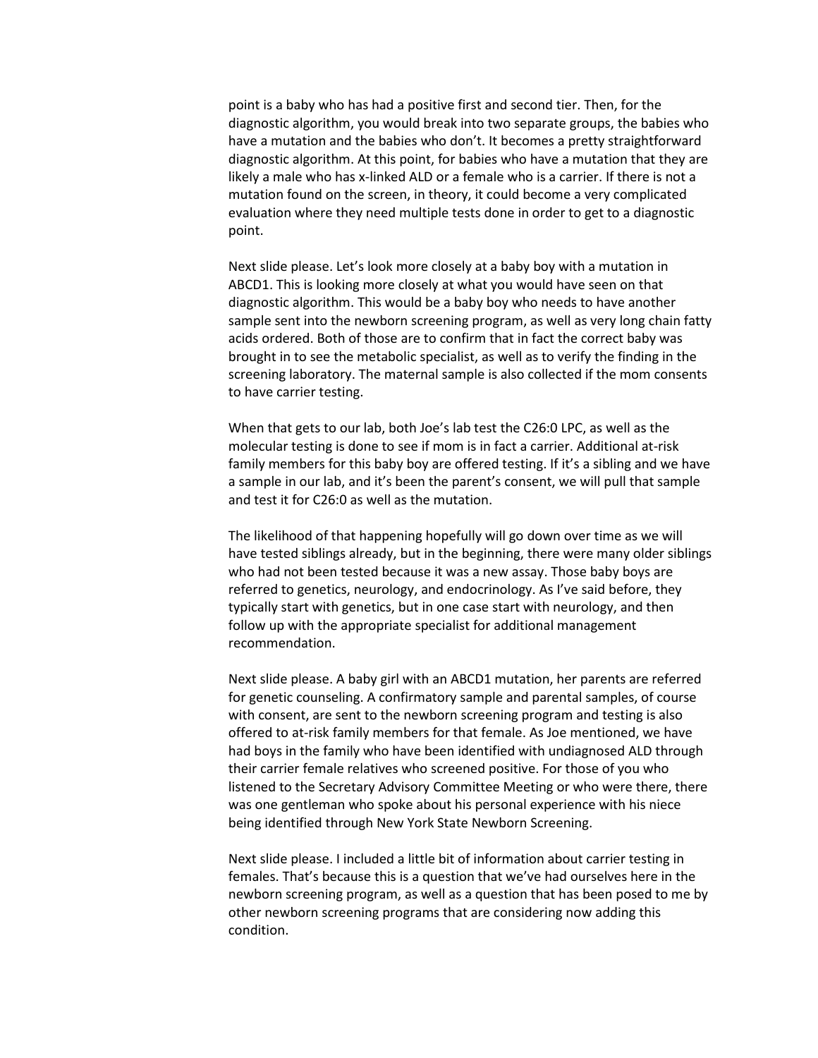point is a baby who has had a positive first and second tier. Then, for the diagnostic algorithm, you would break into two separate groups, the babies who have a mutation and the babies who don't. It becomes a pretty straightforward diagnostic algorithm. At this point, for babies who have a mutation that they are likely a male who has x-linked ALD or a female who is a carrier. If there is not a mutation found on the screen, in theory, it could become a very complicated evaluation where they need multiple tests done in order to get to a diagnostic point.

Next slide please. Let's look more closely at a baby boy with a mutation in ABCD1. This is looking more closely at what you would have seen on that diagnostic algorithm. This would be a baby boy who needs to have another sample sent into the newborn screening program, as well as very long chain fatty acids ordered. Both of those are to confirm that in fact the correct baby was brought in to see the metabolic specialist, as well as to verify the finding in the screening laboratory. The maternal sample is also collected if the mom consents to have carrier testing.

When that gets to our lab, both Joe's lab test the C26:0 LPC, as well as the molecular testing is done to see if mom is in fact a carrier. Additional at-risk family members for this baby boy are offered testing. If it's a sibling and we have a sample in our lab, and it's been the parent's consent, we will pull that sample and test it for C26:0 as well as the mutation.

The likelihood of that happening hopefully will go down over time as we will have tested siblings already, but in the beginning, there were many older siblings who had not been tested because it was a new assay. Those baby boys are referred to genetics, neurology, and endocrinology. As I've said before, they typically start with genetics, but in one case start with neurology, and then follow up with the appropriate specialist for additional management recommendation.

Next slide please. A baby girl with an ABCD1 mutation, her parents are referred for genetic counseling. A confirmatory sample and parental samples, of course with consent, are sent to the newborn screening program and testing is also offered to at-risk family members for that female. As Joe mentioned, we have had boys in the family who have been identified with undiagnosed ALD through their carrier female relatives who screened positive. For those of you who listened to the Secretary Advisory Committee Meeting or who were there, there was one gentleman who spoke about his personal experience with his niece being identified through New York State Newborn Screening.

Next slide please. I included a little bit of information about carrier testing in females. That's because this is a question that we've had ourselves here in the newborn screening program, as well as a question that has been posed to me by other newborn screening programs that are considering now adding this condition.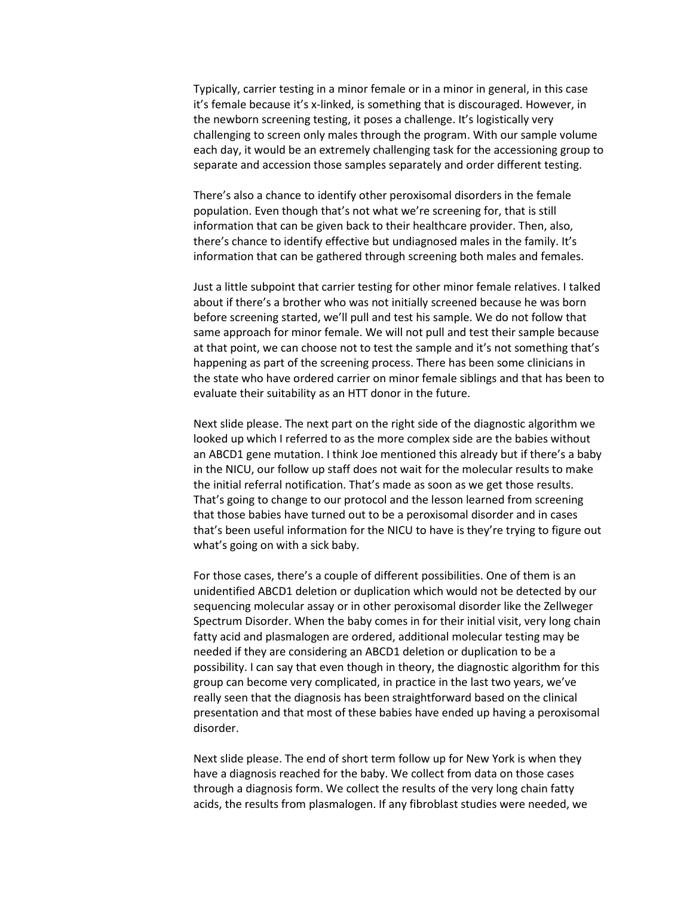Typically, carrier testing in a minor female or in a minor in general, in this case it's female because it's x-linked, is something that is discouraged. However, in the newborn screening testing, it poses a challenge. It's logistically very challenging to screen only males through the program. With our sample volume each day, it would be an extremely challenging task for the accessioning group to separate and accession those samples separately and order different testing.

There's also a chance to identify other peroxisomal disorders in the female population. Even though that's not what we're screening for, that is still information that can be given back to their healthcare provider. Then, also, there's chance to identify effective but undiagnosed males in the family. It's information that can be gathered through screening both males and females.

Just a little subpoint that carrier testing for other minor female relatives. I talked about if there's a brother who was not initially screened because he was born before screening started, we'll pull and test his sample. We do not follow that same approach for minor female. We will not pull and test their sample because at that point, we can choose not to test the sample and it's not something that's happening as part of the screening process. There has been some clinicians in the state who have ordered carrier on minor female siblings and that has been to evaluate their suitability as an HTT donor in the future.

Next slide please. The next part on the right side of the diagnostic algorithm we looked up which I referred to as the more complex side are the babies without an ABCD1 gene mutation. I think Joe mentioned this already but if there's a baby in the NICU, our follow up staff does not wait for the molecular results to make the initial referral notification. That's made as soon as we get those results. That's going to change to our protocol and the lesson learned from screening that those babies have turned out to be a peroxisomal disorder and in cases that's been useful information for the NICU to have is they're trying to figure out what's going on with a sick baby.

For those cases, there's a couple of different possibilities. One of them is an unidentified ABCD1 deletion or duplication which would not be detected by our sequencing molecular assay or in other peroxisomal disorder like the Zellweger Spectrum Disorder. When the baby comes in for their initial visit, very long chain fatty acid and plasmalogen are ordered, additional molecular testing may be needed if they are considering an ABCD1 deletion or duplication to be a possibility. I can say that even though in theory, the diagnostic algorithm for this group can become very complicated, in practice in the last two years, we've really seen that the diagnosis has been straightforward based on the clinical presentation and that most of these babies have ended up having a peroxisomal disorder.

Next slide please. The end of short term follow up for New York is when they have a diagnosis reached for the baby. We collect from data on those cases through a diagnosis form. We collect the results of the very long chain fatty acids, the results from plasmalogen. If any fibroblast studies were needed, we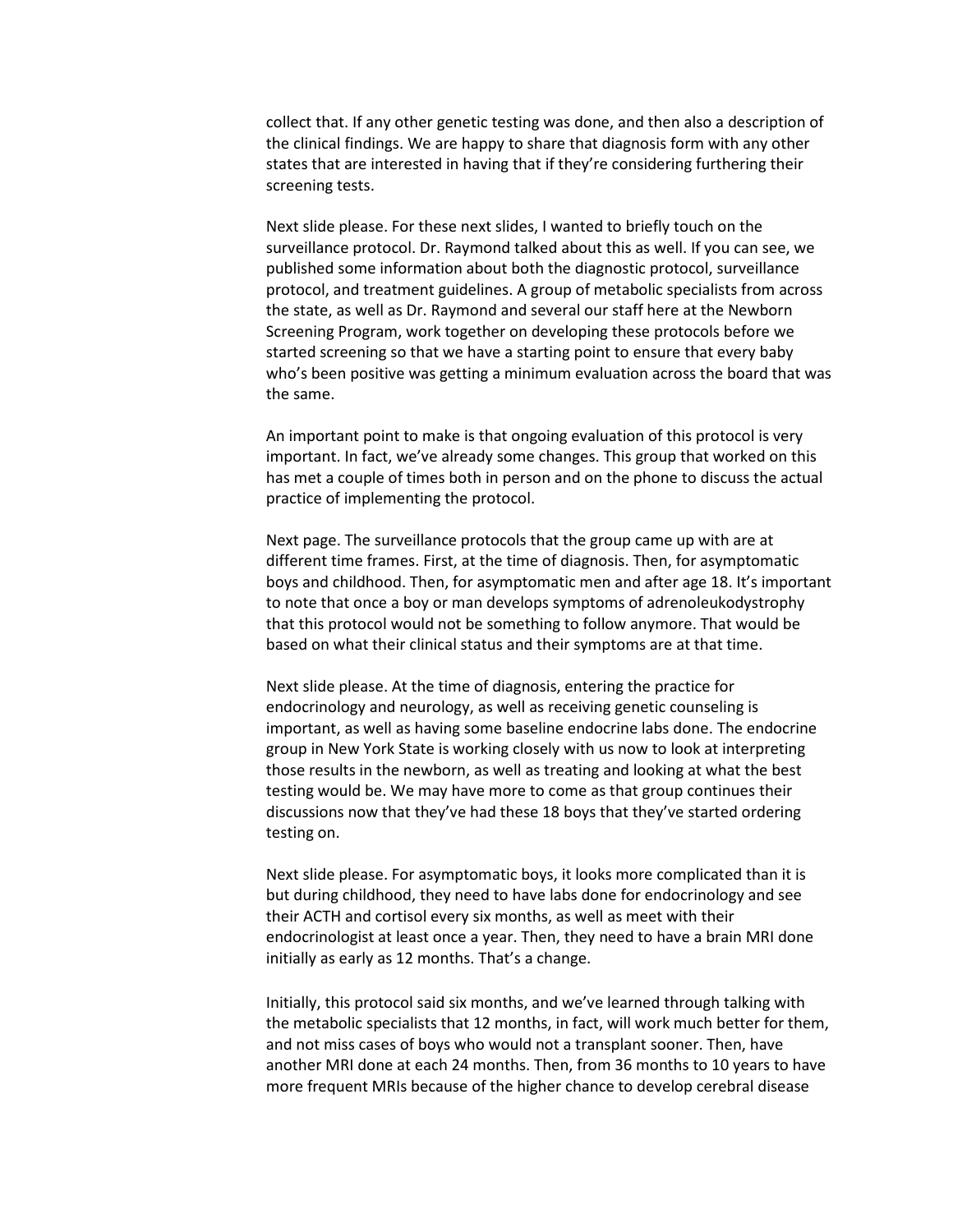collect that. If any other genetic testing was done, and then also a description of the clinical findings. We are happy to share that diagnosis form with any other states that are interested in having that if they're considering furthering their screening tests.

Next slide please. For these next slides, I wanted to briefly touch on the surveillance protocol. Dr. Raymond talked about this as well. If you can see, we published some information about both the diagnostic protocol, surveillance protocol, and treatment guidelines. A group of metabolic specialists from across the state, as well as Dr. Raymond and several our staff here at the Newborn Screening Program, work together on developing these protocols before we started screening so that we have a starting point to ensure that every baby who's been positive was getting a minimum evaluation across the board that was the same.

An important point to make is that ongoing evaluation of this protocol is very important. In fact, we've already some changes. This group that worked on this has met a couple of times both in person and on the phone to discuss the actual practice of implementing the protocol.

Next page. The surveillance protocols that the group came up with are at different time frames. First, at the time of diagnosis. Then, for asymptomatic boys and childhood. Then, for asymptomatic men and after age 18. It's important to note that once a boy or man develops symptoms of adrenoleukodystrophy that this protocol would not be something to follow anymore. That would be based on what their clinical status and their symptoms are at that time.

Next slide please. At the time of diagnosis, entering the practice for endocrinology and neurology, as well as receiving genetic counseling is important, as well as having some baseline endocrine labs done. The endocrine group in New York State is working closely with us now to look at interpreting those results in the newborn, as well as treating and looking at what the best testing would be. We may have more to come as that group continues their discussions now that they've had these 18 boys that they've started ordering testing on.

Next slide please. For asymptomatic boys, it looks more complicated than it is but during childhood, they need to have labs done for endocrinology and see their ACTH and cortisol every six months, as well as meet with their endocrinologist at least once a year. Then, they need to have a brain MRI done initially as early as 12 months. That's a change.

Initially, this protocol said six months, and we've learned through talking with the metabolic specialists that 12 months, in fact, will work much better for them, and not miss cases of boys who would not a transplant sooner. Then, have another MRI done at each 24 months. Then, from 36 months to 10 years to have more frequent MRIs because of the higher chance to develop cerebral disease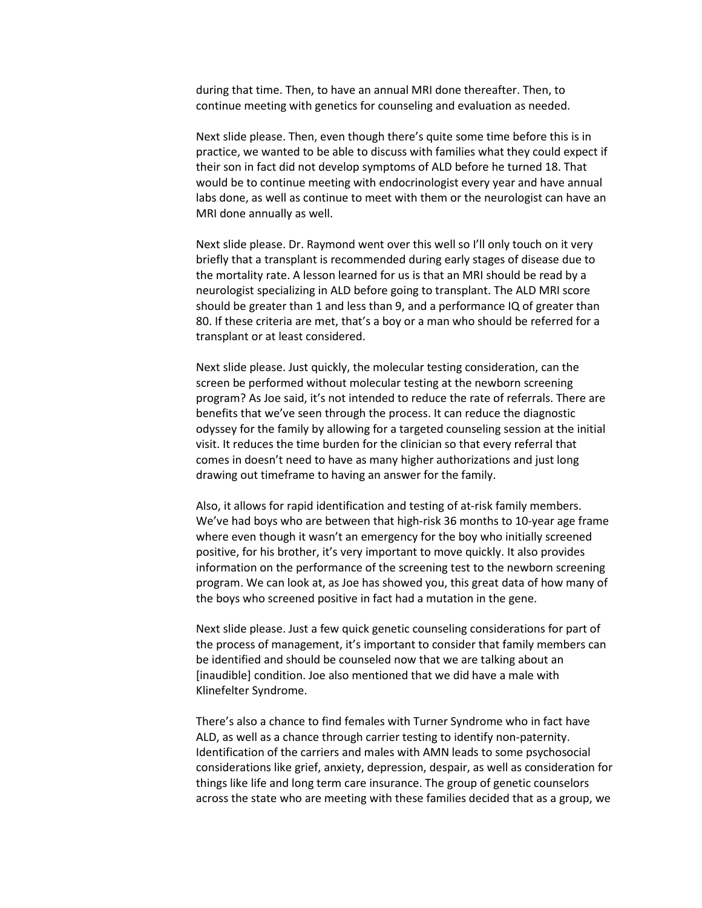during that time. Then, to have an annual MRI done thereafter. Then, to continue meeting with genetics for counseling and evaluation as needed.

Next slide please. Then, even though there's quite some time before this is in practice, we wanted to be able to discuss with families what they could expect if their son in fact did not develop symptoms of ALD before he turned 18. That would be to continue meeting with endocrinologist every year and have annual labs done, as well as continue to meet with them or the neurologist can have an MRI done annually as well.

Next slide please. Dr. Raymond went over this well so I'll only touch on it very briefly that a transplant is recommended during early stages of disease due to the mortality rate. A lesson learned for us is that an MRI should be read by a neurologist specializing in ALD before going to transplant. The ALD MRI score should be greater than 1 and less than 9, and a performance IQ of greater than 80. If these criteria are met, that's a boy or a man who should be referred for a transplant or at least considered.

Next slide please. Just quickly, the molecular testing consideration, can the screen be performed without molecular testing at the newborn screening program? As Joe said, it's not intended to reduce the rate of referrals. There are benefits that we've seen through the process. It can reduce the diagnostic odyssey for the family by allowing for a targeted counseling session at the initial visit. It reduces the time burden for the clinician so that every referral that comes in doesn't need to have as many higher authorizations and just long drawing out timeframe to having an answer for the family.

Also, it allows for rapid identification and testing of at-risk family members. We've had boys who are between that high-risk 36 months to 10-year age frame where even though it wasn't an emergency for the boy who initially screened positive, for his brother, it's very important to move quickly. It also provides information on the performance of the screening test to the newborn screening program. We can look at, as Joe has showed you, this great data of how many of the boys who screened positive in fact had a mutation in the gene.

Next slide please. Just a few quick genetic counseling considerations for part of the process of management, it's important to consider that family members can be identified and should be counseled now that we are talking about an [inaudible] condition. Joe also mentioned that we did have a male with Klinefelter Syndrome.

There's also a chance to find females with Turner Syndrome who in fact have ALD, as well as a chance through carrier testing to identify non-paternity. Identification of the carriers and males with AMN leads to some psychosocial considerations like grief, anxiety, depression, despair, as well as consideration for things like life and long term care insurance. The group of genetic counselors across the state who are meeting with these families decided that as a group, we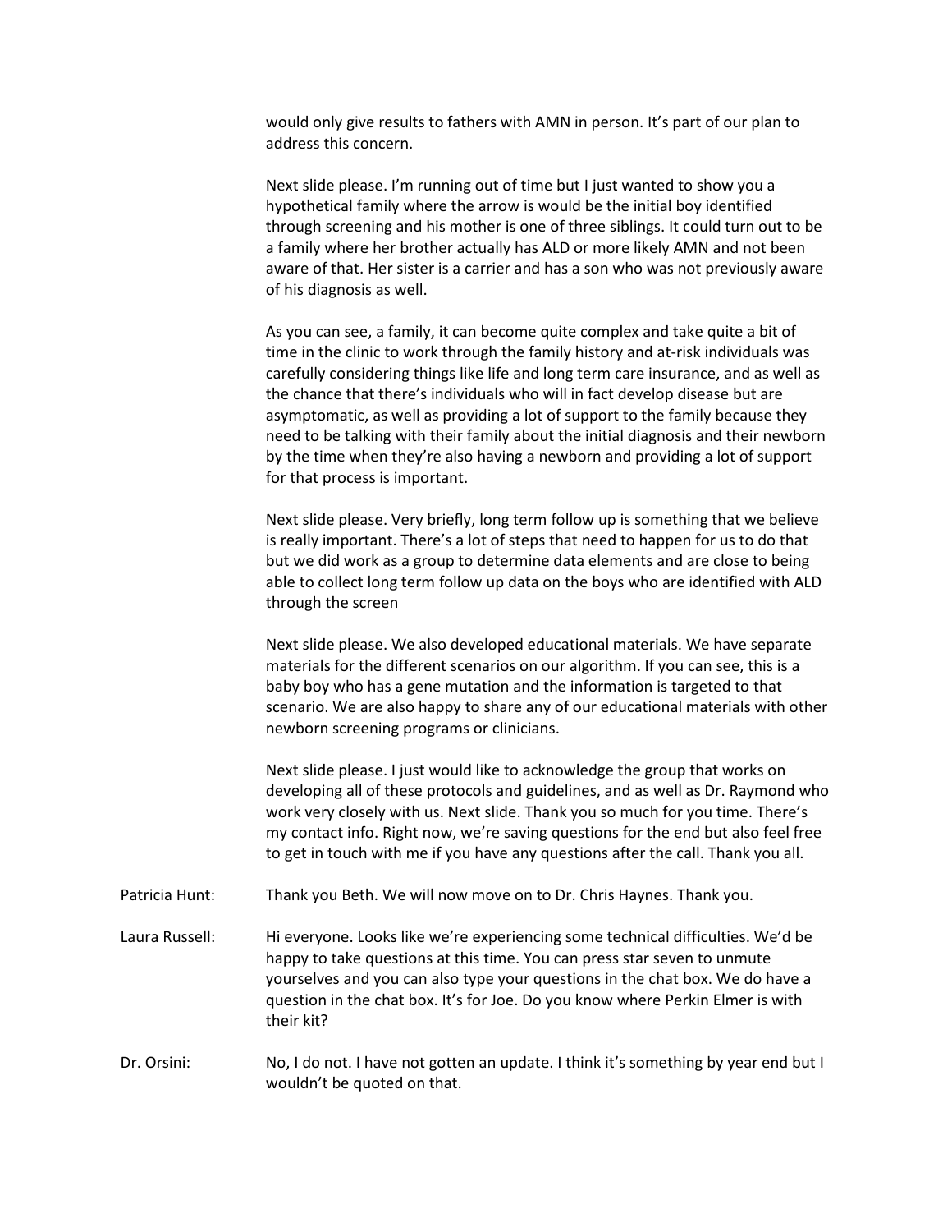would only give results to fathers with AMN in person. It's part of our plan to address this concern.

Next slide please. I'm running out of time but I just wanted to show you a hypothetical family where the arrow is would be the initial boy identified through screening and his mother is one of three siblings. It could turn out to be a family where her brother actually has ALD or more likely AMN and not been aware of that. Her sister is a carrier and has a son who was not previously aware of his diagnosis as well.

As you can see, a family, it can become quite complex and take quite a bit of time in the clinic to work through the family history and at-risk individuals was carefully considering things like life and long term care insurance, and as well as the chance that there's individuals who will in fact develop disease but are asymptomatic, as well as providing a lot of support to the family because they need to be talking with their family about the initial diagnosis and their newborn by the time when they're also having a newborn and providing a lot of support for that process is important.

Next slide please. Very briefly, long term follow up is something that we believe is really important. There's a lot of steps that need to happen for us to do that but we did work as a group to determine data elements and are close to being able to collect long term follow up data on the boys who are identified with ALD through the screen

Next slide please. We also developed educational materials. We have separate materials for the different scenarios on our algorithm. If you can see, this is a baby boy who has a gene mutation and the information is targeted to that scenario. We are also happy to share any of our educational materials with other newborn screening programs or clinicians.

Next slide please. I just would like to acknowledge the group that works on developing all of these protocols and guidelines, and as well as Dr. Raymond who work very closely with us. Next slide. Thank you so much for you time. There's my contact info. Right now, we're saving questions for the end but also feel free to get in touch with me if you have any questions after the call. Thank you all.

Patricia Hunt: Thank you Beth. We will now move on to Dr. Chris Haynes. Thank you.

Laura Russell: Hi everyone. Looks like we're experiencing some technical difficulties. We'd be happy to take questions at this time. You can press star seven to unmute yourselves and you can also type your questions in the chat box. We do have a question in the chat box. It's for Joe. Do you know where Perkin Elmer is with their kit?

Dr. Orsini: No, I do not. I have not gotten an update. I think it's something by year end but I wouldn't be quoted on that.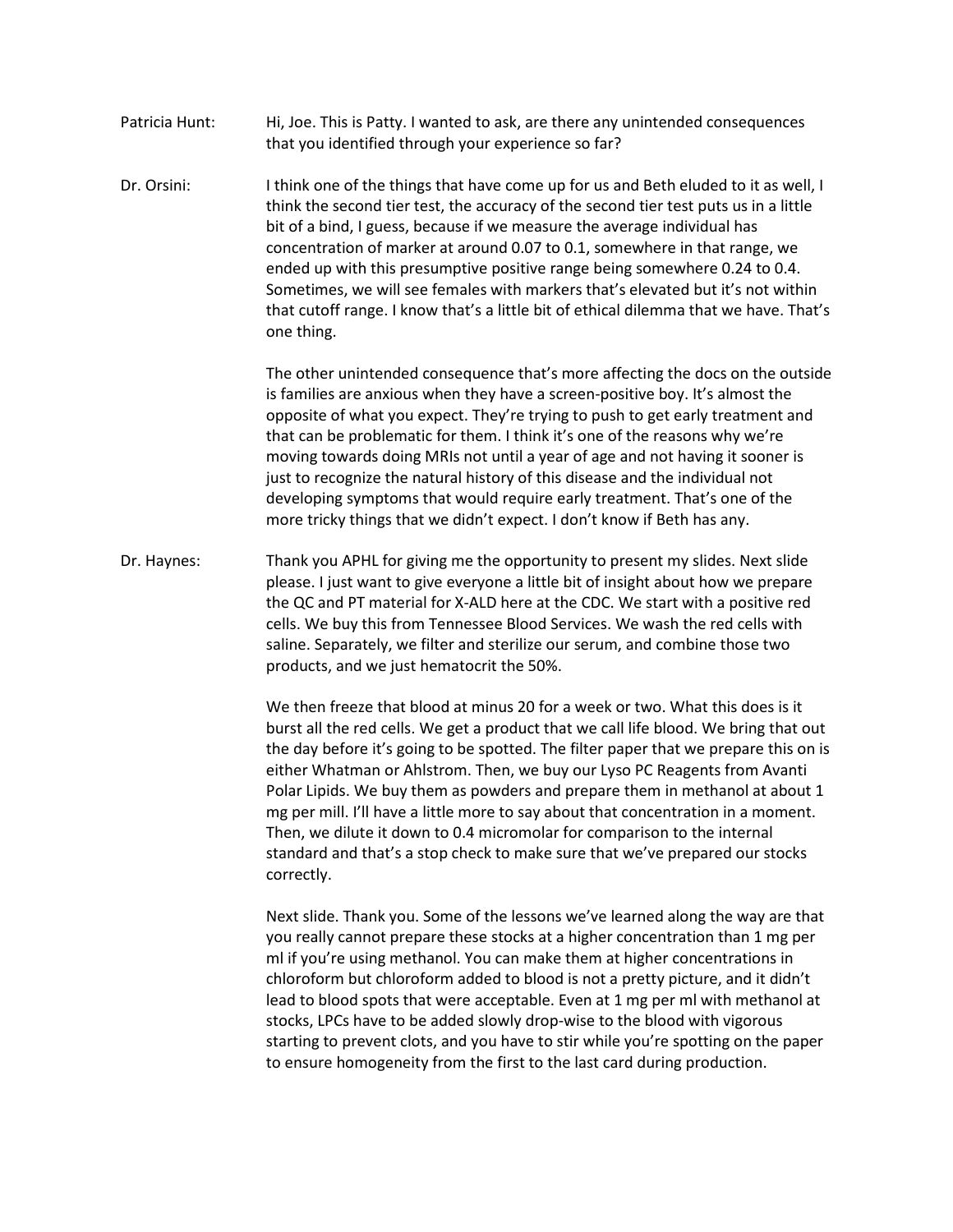Patricia Hunt: Hi, Joe. This is Patty. I wanted to ask, are there any unintended consequences that you identified through your experience so far?

Dr. Orsini: I think one of the things that have come up for us and Beth eluded to it as well, I think the second tier test, the accuracy of the second tier test puts us in a little bit of a bind, I guess, because if we measure the average individual has concentration of marker at around 0.07 to 0.1, somewhere in that range, we ended up with this presumptive positive range being somewhere 0.24 to 0.4. Sometimes, we will see females with markers that's elevated but it's not within that cutoff range. I know that's a little bit of ethical dilemma that we have. That's one thing.

The other unintended consequence that's more affecting the docs on the outside is families are anxious when they have a screen-positive boy. It's almost the opposite of what you expect. They're trying to push to get early treatment and that can be problematic for them. I think it's one of the reasons why we're moving towards doing MRIs not until a year of age and not having it sooner is just to recognize the natural history of this disease and the individual not developing symptoms that would require early treatment. That's one of the more tricky things that we didn't expect. I don't know if Beth has any.

Dr. Haynes: Thank you APHL for giving me the opportunity to present my slides. Next slide please. I just want to give everyone a little bit of insight about how we prepare the QC and PT material for X-ALD here at the CDC. We start with a positive red cells. We buy this from Tennessee Blood Services. We wash the red cells with saline. Separately, we filter and sterilize our serum, and combine those two products, and we just hematocrit the 50%.

We then freeze that blood at minus 20 for a week or two. What this does is it burst all the red cells. We get a product that we call life blood. We bring that out the day before it's going to be spotted. The filter paper that we prepare this on is either Whatman or Ahlstrom. Then, we buy our Lyso PC Reagents from Avanti Polar Lipids. We buy them as powders and prepare them in methanol at about 1 mg per mill. I'll have a little more to say about that concentration in a moment. Then, we dilute it down to 0.4 micromolar for comparison to the internal standard and that's a stop check to make sure that we've prepared our stocks correctly.

Next slide. Thank you. Some of the lessons we've learned along the way are that you really cannot prepare these stocks at a higher concentration than 1 mg per ml if you're using methanol. You can make them at higher concentrations in chloroform but chloroform added to blood is not a pretty picture, and it didn't lead to blood spots that were acceptable. Even at 1 mg per ml with methanol at stocks, LPCs have to be added slowly drop-wise to the blood with vigorous starting to prevent clots, and you have to stir while you're spotting on the paper to ensure homogeneity from the first to the last card during production.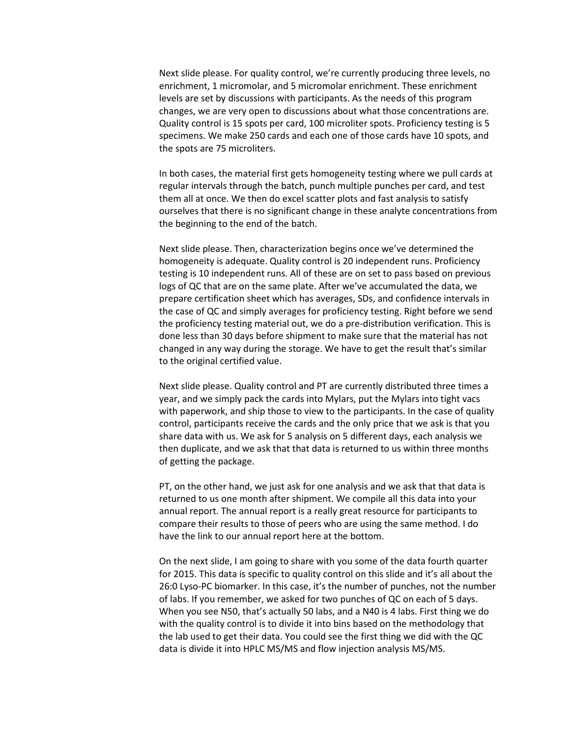Next slide please. For quality control, we're currently producing three levels, no enrichment, 1 micromolar, and 5 micromolar enrichment. These enrichment levels are set by discussions with participants. As the needs of this program changes, we are very open to discussions about what those concentrations are. Quality control is 15 spots per card, 100 microliter spots. Proficiency testing is 5 specimens. We make 250 cards and each one of those cards have 10 spots, and the spots are 75 microliters.

In both cases, the material first gets homogeneity testing where we pull cards at regular intervals through the batch, punch multiple punches per card, and test them all at once. We then do excel scatter plots and fast analysis to satisfy ourselves that there is no significant change in these analyte concentrations from the beginning to the end of the batch.

Next slide please. Then, characterization begins once we've determined the homogeneity is adequate. Quality control is 20 independent runs. Proficiency testing is 10 independent runs. All of these are on set to pass based on previous logs of QC that are on the same plate. After we've accumulated the data, we prepare certification sheet which has averages, SDs, and confidence intervals in the case of QC and simply averages for proficiency testing. Right before we send the proficiency testing material out, we do a pre-distribution verification. This is done less than 30 days before shipment to make sure that the material has not changed in any way during the storage. We have to get the result that's similar to the original certified value.

Next slide please. Quality control and PT are currently distributed three times a year, and we simply pack the cards into Mylars, put the Mylars into tight vacs with paperwork, and ship those to view to the participants. In the case of quality control, participants receive the cards and the only price that we ask is that you share data with us. We ask for 5 analysis on 5 different days, each analysis we then duplicate, and we ask that that data is returned to us within three months of getting the package.

PT, on the other hand, we just ask for one analysis and we ask that that data is returned to us one month after shipment. We compile all this data into your annual report. The annual report is a really great resource for participants to compare their results to those of peers who are using the same method. I do have the link to our annual report here at the bottom.

On the next slide, I am going to share with you some of the data fourth quarter for 2015. This data is specific to quality control on this slide and it's all about the 26:0 Lyso-PC biomarker. In this case, it's the number of punches, not the number of labs. If you remember, we asked for two punches of QC on each of 5 days. When you see N50, that's actually 50 labs, and a N40 is 4 labs. First thing we do with the quality control is to divide it into bins based on the methodology that the lab used to get their data. You could see the first thing we did with the QC data is divide it into HPLC MS/MS and flow injection analysis MS/MS.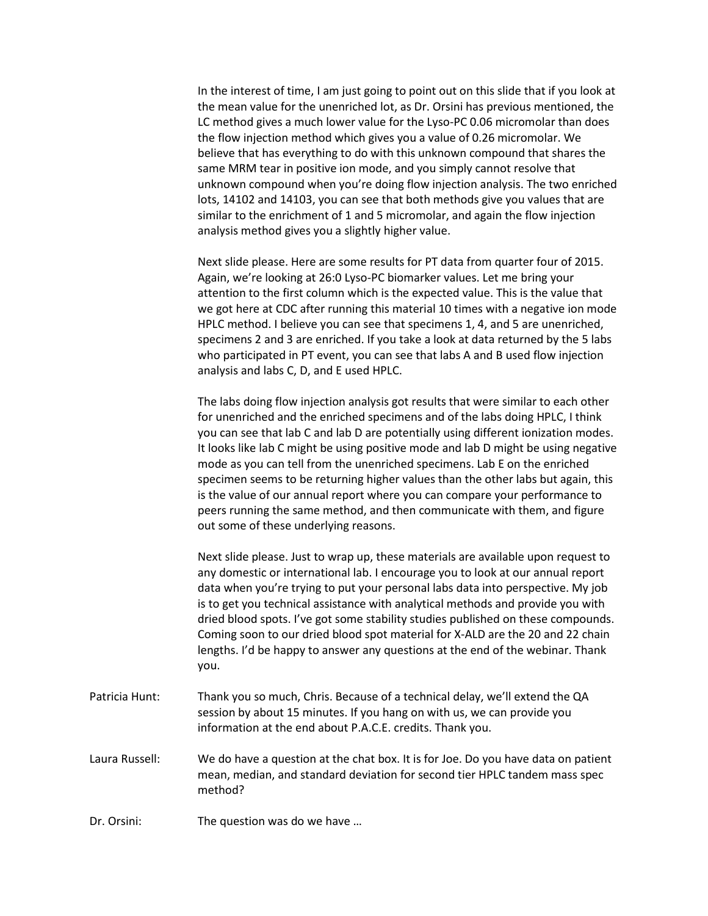In the interest of time, I am just going to point out on this slide that if you look at the mean value for the unenriched lot, as Dr. Orsini has previous mentioned, the LC method gives a much lower value for the Lyso-PC 0.06 micromolar than does the flow injection method which gives you a value of 0.26 micromolar. We believe that has everything to do with this unknown compound that shares the same MRM tear in positive ion mode, and you simply cannot resolve that unknown compound when you're doing flow injection analysis. The two enriched lots, 14102 and 14103, you can see that both methods give you values that are similar to the enrichment of 1 and 5 micromolar, and again the flow injection analysis method gives you a slightly higher value.

Next slide please. Here are some results for PT data from quarter four of 2015. Again, we're looking at 26:0 Lyso-PC biomarker values. Let me bring your attention to the first column which is the expected value. This is the value that we got here at CDC after running this material 10 times with a negative ion mode HPLC method. I believe you can see that specimens 1, 4, and 5 are unenriched, specimens 2 and 3 are enriched. If you take a look at data returned by the 5 labs who participated in PT event, you can see that labs A and B used flow injection analysis and labs C, D, and E used HPLC.

The labs doing flow injection analysis got results that were similar to each other for unenriched and the enriched specimens and of the labs doing HPLC, I think you can see that lab C and lab D are potentially using different ionization modes. It looks like lab C might be using positive mode and lab D might be using negative mode as you can tell from the unenriched specimens. Lab E on the enriched specimen seems to be returning higher values than the other labs but again, this is the value of our annual report where you can compare your performance to peers running the same method, and then communicate with them, and figure out some of these underlying reasons.

Next slide please. Just to wrap up, these materials are available upon request to any domestic or international lab. I encourage you to look at our annual report data when you're trying to put your personal labs data into perspective. My job is to get you technical assistance with analytical methods and provide you with dried blood spots. I've got some stability studies published on these compounds. Coming soon to our dried blood spot material for X-ALD are the 20 and 22 chain lengths. I'd be happy to answer any questions at the end of the webinar. Thank you.

Patricia Hunt: Thank you so much, Chris. Because of a technical delay, we'll extend the QA session by about 15 minutes. If you hang on with us, we can provide you information at the end about P.A.C.E. credits. Thank you.

Laura Russell: We do have a question at the chat box. It is for Joe. Do you have data on patient mean, median, and standard deviation for second tier HPLC tandem mass spec method?

Dr. Orsini: The question was do we have …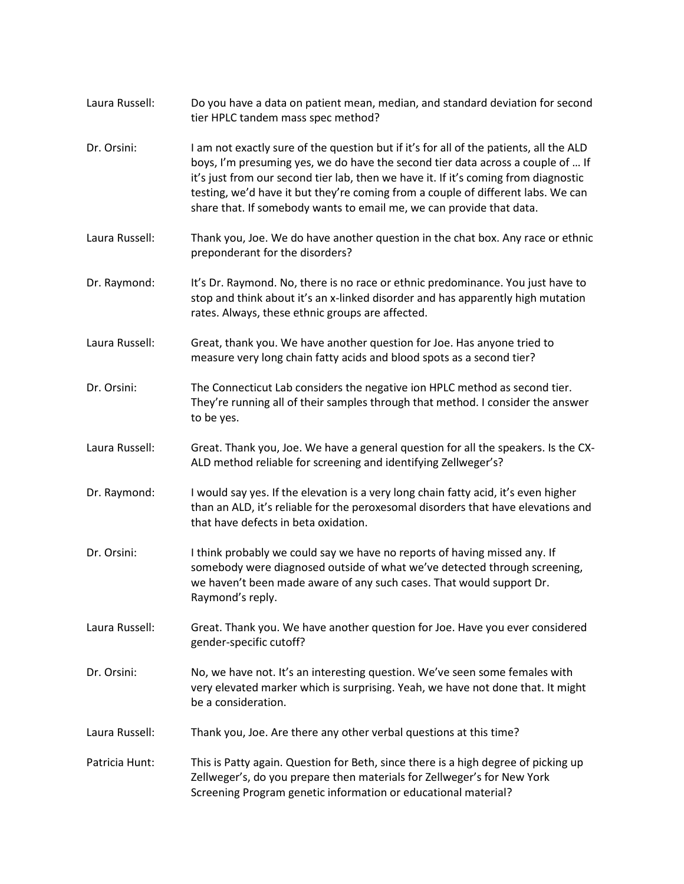Laura Russell: Do you have a data on patient mean, median, and standard deviation for second tier HPLC tandem mass spec method?

Dr. Orsini: I am not exactly sure of the question but if it's for all of the patients, all the ALD boys, I'm presuming yes, we do have the second tier data across a couple of … If it's just from our second tier lab, then we have it. If it's coming from diagnostic testing, we'd have it but they're coming from a couple of different labs. We can share that. If somebody wants to email me, we can provide that data.

Laura Russell: Thank you, Joe. We do have another question in the chat box. Any race or ethnic preponderant for the disorders?

Dr. Raymond: It's Dr. Raymond. No, there is no race or ethnic predominance. You just have to stop and think about it's an x-linked disorder and has apparently high mutation rates. Always, these ethnic groups are affected.

Laura Russell: Great, thank you. We have another question for Joe. Has anyone tried to measure very long chain fatty acids and blood spots as a second tier?

Dr. Orsini: The Connecticut Lab considers the negative ion HPLC method as second tier. They're running all of their samples through that method. I consider the answer to be yes.

Laura Russell: Great. Thank you, Joe. We have a general question for all the speakers. Is the CX-ALD method reliable for screening and identifying Zellweger's?

Dr. Raymond: I would say yes. If the elevation is a very long chain fatty acid, it's even higher than an ALD, it's reliable for the peroxesomal disorders that have elevations and that have defects in beta oxidation.

Dr. Orsini: I think probably we could say we have no reports of having missed any. If somebody were diagnosed outside of what we've detected through screening, we haven't been made aware of any such cases. That would support Dr. Raymond's reply.

Laura Russell: Great. Thank you. We have another question for Joe. Have you ever considered gender-specific cutoff?

Dr. Orsini: No, we have not. It's an interesting question. We've seen some females with very elevated marker which is surprising. Yeah, we have not done that. It might be a consideration.

Laura Russell: Thank you, Joe. Are there any other verbal questions at this time?

Patricia Hunt: This is Patty again. Question for Beth, since there is a high degree of picking up Zellweger's, do you prepare then materials for Zellweger's for New York Screening Program genetic information or educational material?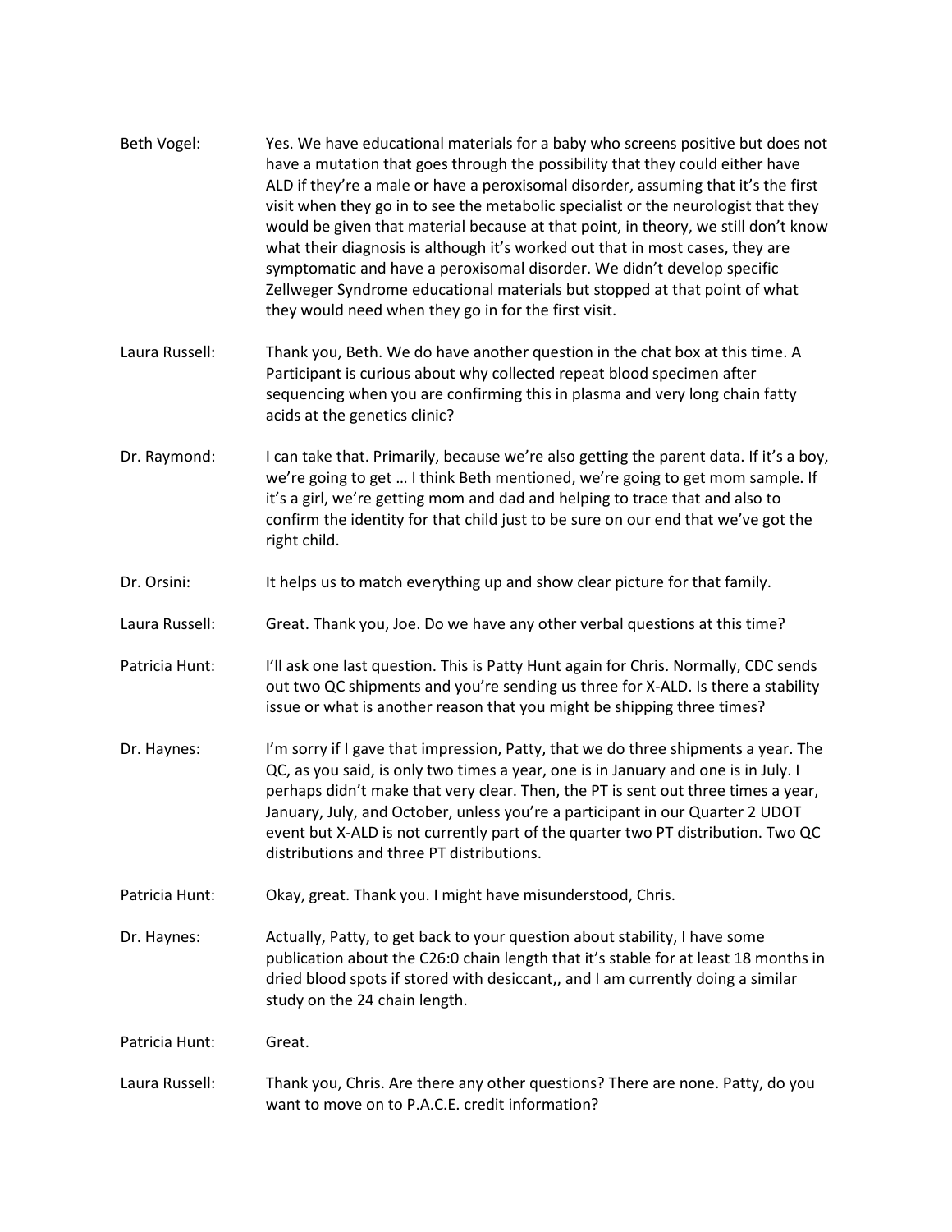Beth Vogel: Yes. We have educational materials for a baby who screens positive but does not have a mutation that goes through the possibility that they could either have ALD if they're a male or have a peroxisomal disorder, assuming that it's the first visit when they go in to see the metabolic specialist or the neurologist that they would be given that material because at that point, in theory, we still don't know what their diagnosis is although it's worked out that in most cases, they are symptomatic and have a peroxisomal disorder. We didn't develop specific Zellweger Syndrome educational materials but stopped at that point of what they would need when they go in for the first visit.

Laura Russell: Thank you, Beth. We do have another question in the chat box at this time. A Participant is curious about why collected repeat blood specimen after sequencing when you are confirming this in plasma and very long chain fatty acids at the genetics clinic?

Dr. Raymond: I can take that. Primarily, because we're also getting the parent data. If it's a boy, we're going to get … I think Beth mentioned, we're going to get mom sample. If it's a girl, we're getting mom and dad and helping to trace that and also to confirm the identity for that child just to be sure on our end that we've got the right child.

Dr. Orsini: It helps us to match everything up and show clear picture for that family.

Laura Russell: Great. Thank you, Joe. Do we have any other verbal questions at this time?

Patricia Hunt: I'll ask one last question. This is Patty Hunt again for Chris. Normally, CDC sends out two QC shipments and you're sending us three for X-ALD. Is there a stability issue or what is another reason that you might be shipping three times?

Dr. Haynes: I'm sorry if I gave that impression, Patty, that we do three shipments a year. The QC, as you said, is only two times a year, one is in January and one is in July. I perhaps didn't make that very clear. Then, the PT is sent out three times a year, January, July, and October, unless you're a participant in our Quarter 2 UDOT event but X-ALD is not currently part of the quarter two PT distribution. Two QC distributions and three PT distributions.

Patricia Hunt: Okay, great. Thank you. I might have misunderstood, Chris.

Dr. Haynes: Actually, Patty, to get back to your question about stability, I have some publication about the C26:0 chain length that it's stable for at least 18 months in dried blood spots if stored with desiccant,, and I am currently doing a similar study on the 24 chain length.

Patricia Hunt: Great.

Laura Russell: Thank you, Chris. Are there any other questions? There are none. Patty, do you want to move on to P.A.C.E. credit information?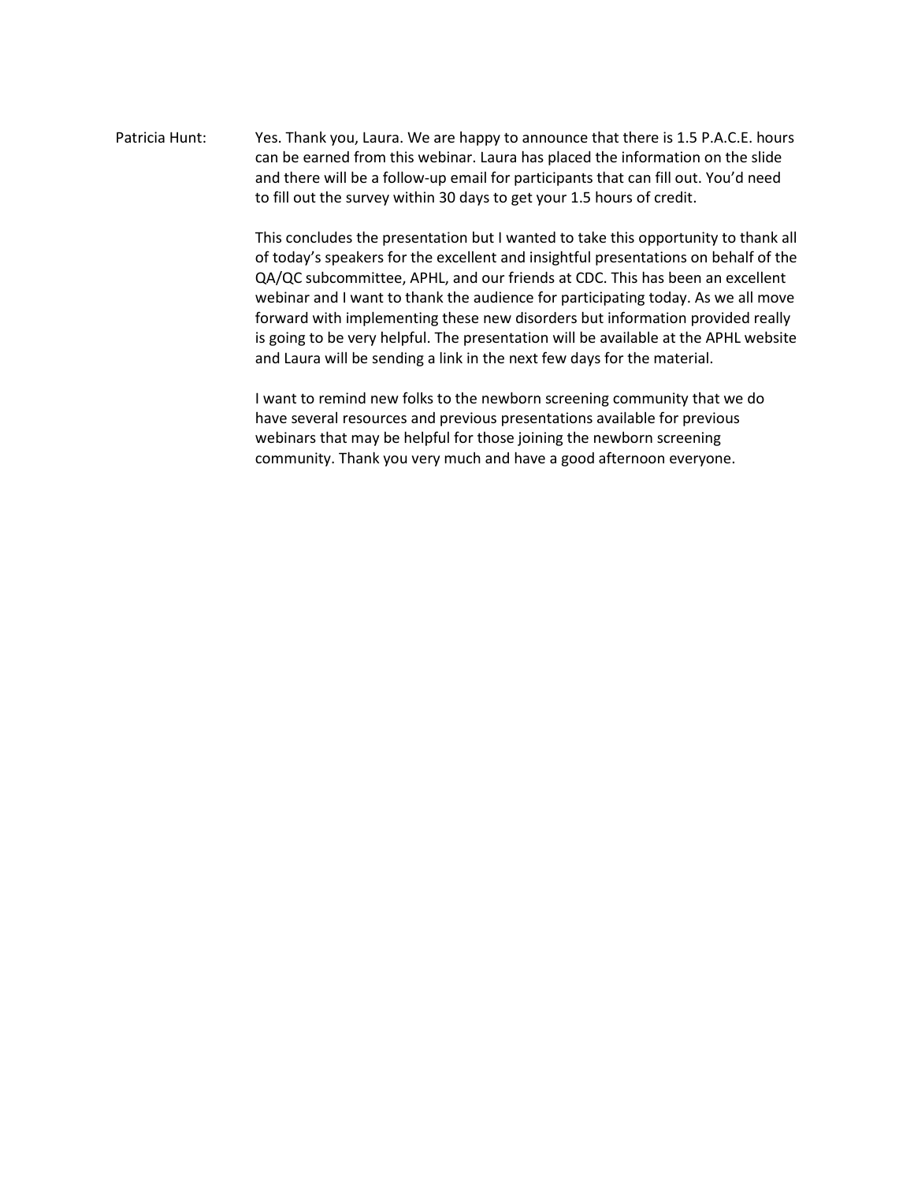Patricia Hunt: Yes. Thank you, Laura. We are happy to announce that there is 1.5 P.A.C.E. hours can be earned from this webinar. Laura has placed the information on the slide and there will be a follow-up email for participants that can fill out. You'd need to fill out the survey within 30 days to get your 1.5 hours of credit.

This concludes the presentation but I wanted to take this opportunity to thank all of today's speakers for the excellent and insightful presentations on behalf of the QA/QC subcommittee, APHL, and our friends at CDC. This has been an excellent webinar and I want to thank the audience for participating today. As we all move forward with implementing these new disorders but information provided really is going to be very helpful. The presentation will be available at the APHL website and Laura will be sending a link in the next few days for the material.

I want to remind new folks to the newborn screening community that we do have several resources and previous presentations available for previous webinars that may be helpful for those joining the newborn screening community. Thank you very much and have a good afternoon everyone.